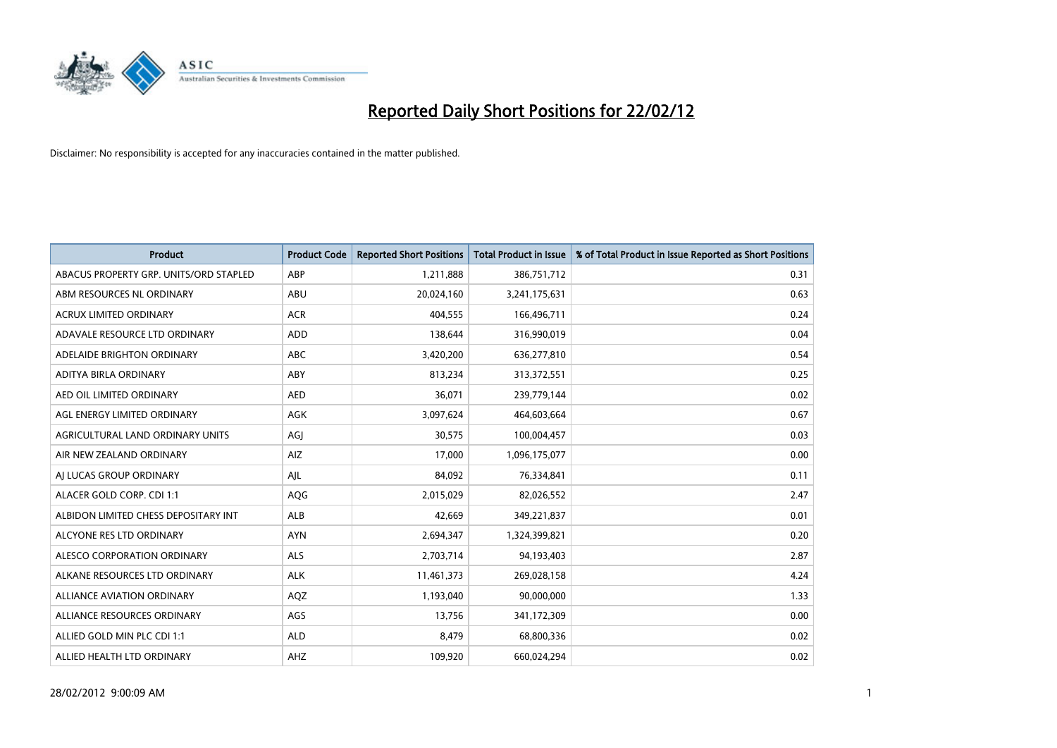# Reported Daily Short Positions for 22/02/12

Disclaimer: No responsibility is accepted for any inaccuracies contained in the matter published.

| Product | Product Code | Reported Short Positions | Total Product in Issue | % of Total Product in Issue Reported as Short Positions |
|---|---|---|---|---|
| ABACUS PROPERTY GRP. UNITS/ORD STAPLED | ABP | 1,211,888 | 386,751,712 | 0.31 |
| ABM RESOURCES NL ORDINARY | ABU | 20,024,160 | 3,241,175,631 | 0.63 |
| ACRUX LIMITED ORDINARY | ACR | 404,555 | 166,496,711 | 0.24 |
| ADAVALE RESOURCE LTD ORDINARY | ADD | 138,644 | 316,990,019 | 0.04 |
| ADELAIDE BRIGHTON ORDINARY | ABC | 3,420,200 | 636,277,810 | 0.54 |
| ADITYA BIRLA ORDINARY | ABY | 813,234 | 313,372,551 | 0.25 |
| AED OIL LIMITED ORDINARY | AED | 36,071 | 239,779,144 | 0.02 |
| AGL ENERGY LIMITED ORDINARY | AGK | 3,097,624 | 464,603,664 | 0.67 |
| AGRICULTURAL LAND ORDINARY UNITS | AGJ | 30,575 | 100,004,457 | 0.03 |
| AIR NEW ZEALAND ORDINARY | AIZ | 17,000 | 1,096,175,077 | 0.00 |
| AJ LUCAS GROUP ORDINARY | AJL | 84,092 | 76,334,841 | 0.11 |
| ALACER GOLD CORP. CDI 1:1 | AQG | 2,015,029 | 82,026,552 | 2.47 |
| ALBIDON LIMITED CHESS DEPOSITARY INT | ALB | 42,669 | 349,221,837 | 0.01 |
| ALCYONE RES LTD ORDINARY | AYN | 2,694,347 | 1,324,399,821 | 0.20 |
| ALESCO CORPORATION ORDINARY | ALS | 2,703,714 | 94,193,403 | 2.87 |
| ALKANE RESOURCES LTD ORDINARY | ALK | 11,461,373 | 269,028,158 | 4.24 |
| ALLIANCE AVIATION ORDINARY | AQZ | 1,193,040 | 90,000,000 | 1.33 |
| ALLIANCE RESOURCES ORDINARY | AGS | 13,756 | 341,172,309 | 0.00 |
| ALLIED GOLD MIN PLC CDI 1:1 | ALD | 8,479 | 68,800,336 | 0.02 |
| ALLIED HEALTH LTD ORDINARY | AHZ | 109,920 | 660,024,294 | 0.02 |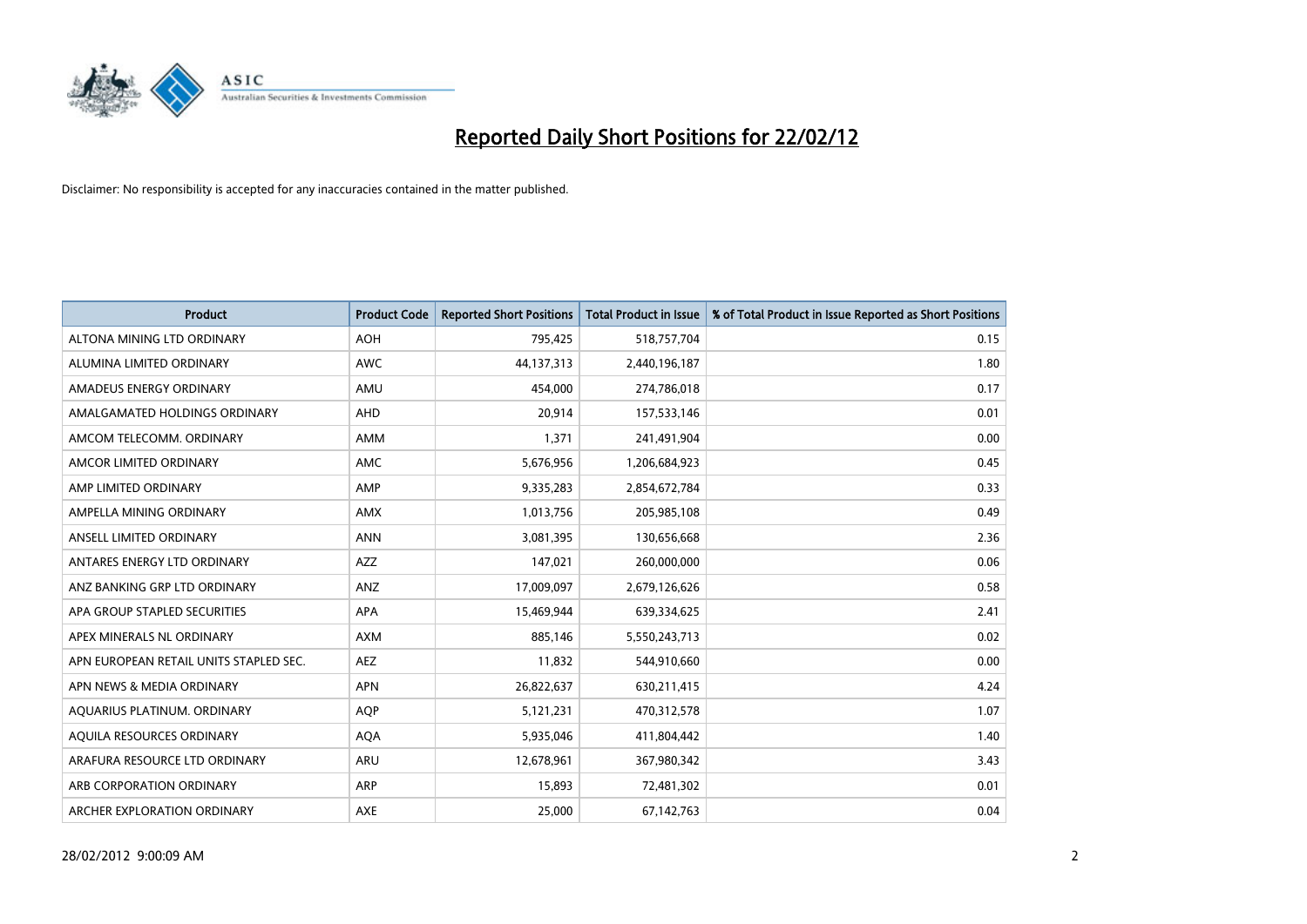# Reported Daily Short Positions for 22/02/12

Disclaimer: No responsibility is accepted for any inaccuracies contained in the matter published.

| Product | Product Code | Reported Short Positions | Total Product in Issue | % of Total Product in Issue Reported as Short Positions |
|---|---|---|---|---|
| ALTONA MINING LTD ORDINARY | AOH | 795,425 | 518,757,704 | 0.15 |
| ALUMINA LIMITED ORDINARY | AWC | 44,137,313 | 2,440,196,187 | 1.80 |
| AMADEUS ENERGY ORDINARY | AMU | 454,000 | 274,786,018 | 0.17 |
| AMALGAMATED HOLDINGS ORDINARY | AHD | 20,914 | 157,533,146 | 0.01 |
| AMCOM TELECOMM. ORDINARY | AMM | 1,371 | 241,491,904 | 0.00 |
| AMCOR LIMITED ORDINARY | AMC | 5,676,956 | 1,206,684,923 | 0.45 |
| AMP LIMITED ORDINARY | AMP | 9,335,283 | 2,854,672,784 | 0.33 |
| AMPELLA MINING ORDINARY | AMX | 1,013,756 | 205,985,108 | 0.49 |
| ANSELL LIMITED ORDINARY | ANN | 3,081,395 | 130,656,668 | 2.36 |
| ANTARES ENERGY LTD ORDINARY | AZZ | 147,021 | 260,000,000 | 0.06 |
| ANZ BANKING GRP LTD ORDINARY | ANZ | 17,009,097 | 2,679,126,626 | 0.58 |
| APA GROUP STAPLED SECURITIES | APA | 15,469,944 | 639,334,625 | 2.41 |
| APEX MINERALS NL ORDINARY | AXM | 885,146 | 5,550,243,713 | 0.02 |
| APN EUROPEAN RETAIL UNITS STAPLED SEC. | AEZ | 11,832 | 544,910,660 | 0.00 |
| APN NEWS & MEDIA ORDINARY | APN | 26,822,637 | 630,211,415 | 4.24 |
| AQUARIUS PLATINUM. ORDINARY | AQP | 5,121,231 | 470,312,578 | 1.07 |
| AQUILA RESOURCES ORDINARY | AQA | 5,935,046 | 411,804,442 | 1.40 |
| ARAFURA RESOURCE LTD ORDINARY | ARU | 12,678,961 | 367,980,342 | 3.43 |
| ARB CORPORATION ORDINARY | ARP | 15,893 | 72,481,302 | 0.01 |
| ARCHER EXPLORATION ORDINARY | AXE | 25,000 | 67,142,763 | 0.04 |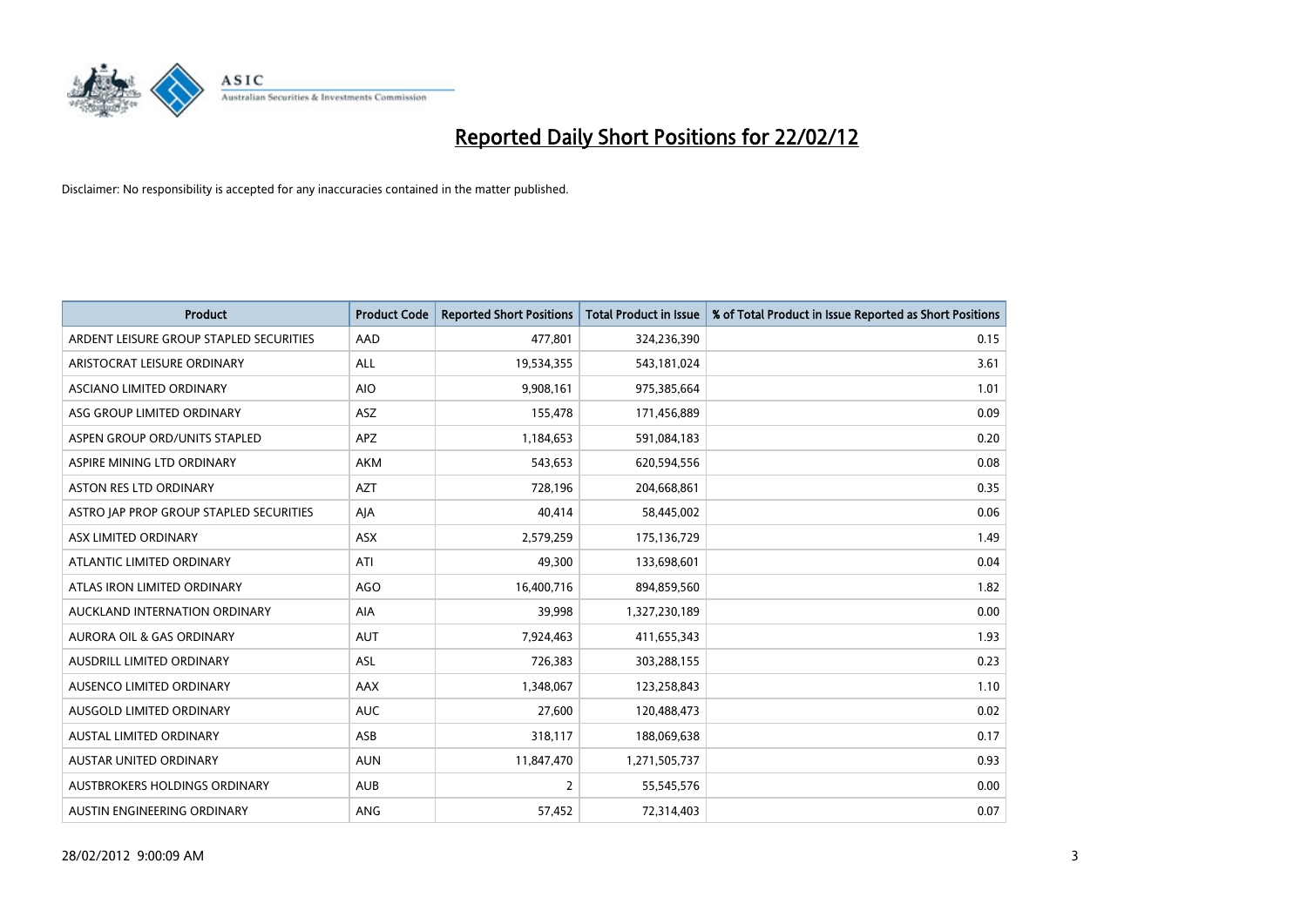# Reported Daily Short Positions for 22/02/12

Disclaimer: No responsibility is accepted for any inaccuracies contained in the matter published.

| Product | Product Code | Reported Short Positions | Total Product in Issue | % of Total Product in Issue Reported as Short Positions |
|---|---|---|---|---|
| ARDENT LEISURE GROUP STAPLED SECURITIES | AAD | 477,801 | 324,236,390 | 0.15 |
| ARISTOCRAT LEISURE ORDINARY | ALL | 19,534,355 | 543,181,024 | 3.61 |
| ASCIANO LIMITED ORDINARY | AIO | 9,908,161 | 975,385,664 | 1.01 |
| ASG GROUP LIMITED ORDINARY | ASZ | 155,478 | 171,456,889 | 0.09 |
| ASPEN GROUP ORD/UNITS STAPLED | APZ | 1,184,653 | 591,084,183 | 0.20 |
| ASPIRE MINING LTD ORDINARY | AKM | 543,653 | 620,594,556 | 0.08 |
| ASTON RES LTD ORDINARY | AZT | 728,196 | 204,668,861 | 0.35 |
| ASTRO JAP PROP GROUP STAPLED SECURITIES | AJA | 40,414 | 58,445,002 | 0.06 |
| ASX LIMITED ORDINARY | ASX | 2,579,259 | 175,136,729 | 1.49 |
| ATLANTIC LIMITED ORDINARY | ATI | 49,300 | 133,698,601 | 0.04 |
| ATLAS IRON LIMITED ORDINARY | AGO | 16,400,716 | 894,859,560 | 1.82 |
| AUCKLAND INTERNATION ORDINARY | AIA | 39,998 | 1,327,230,189 | 0.00 |
| AURORA OIL & GAS ORDINARY | AUT | 7,924,463 | 411,655,343 | 1.93 |
| AUSDRILL LIMITED ORDINARY | ASL | 726,383 | 303,288,155 | 0.23 |
| AUSENCO LIMITED ORDINARY | AAX | 1,348,067 | 123,258,843 | 1.10 |
| AUSGOLD LIMITED ORDINARY | AUC | 27,600 | 120,488,473 | 0.02 |
| AUSTAL LIMITED ORDINARY | ASB | 318,117 | 188,069,638 | 0.17 |
| AUSTAR UNITED ORDINARY | AUN | 11,847,470 | 1,271,505,737 | 0.93 |
| AUSTBROKERS HOLDINGS ORDINARY | AUB | 2 | 55,545,576 | 0.00 |
| AUSTIN ENGINEERING ORDINARY | ANG | 57,452 | 72,314,403 | 0.07 |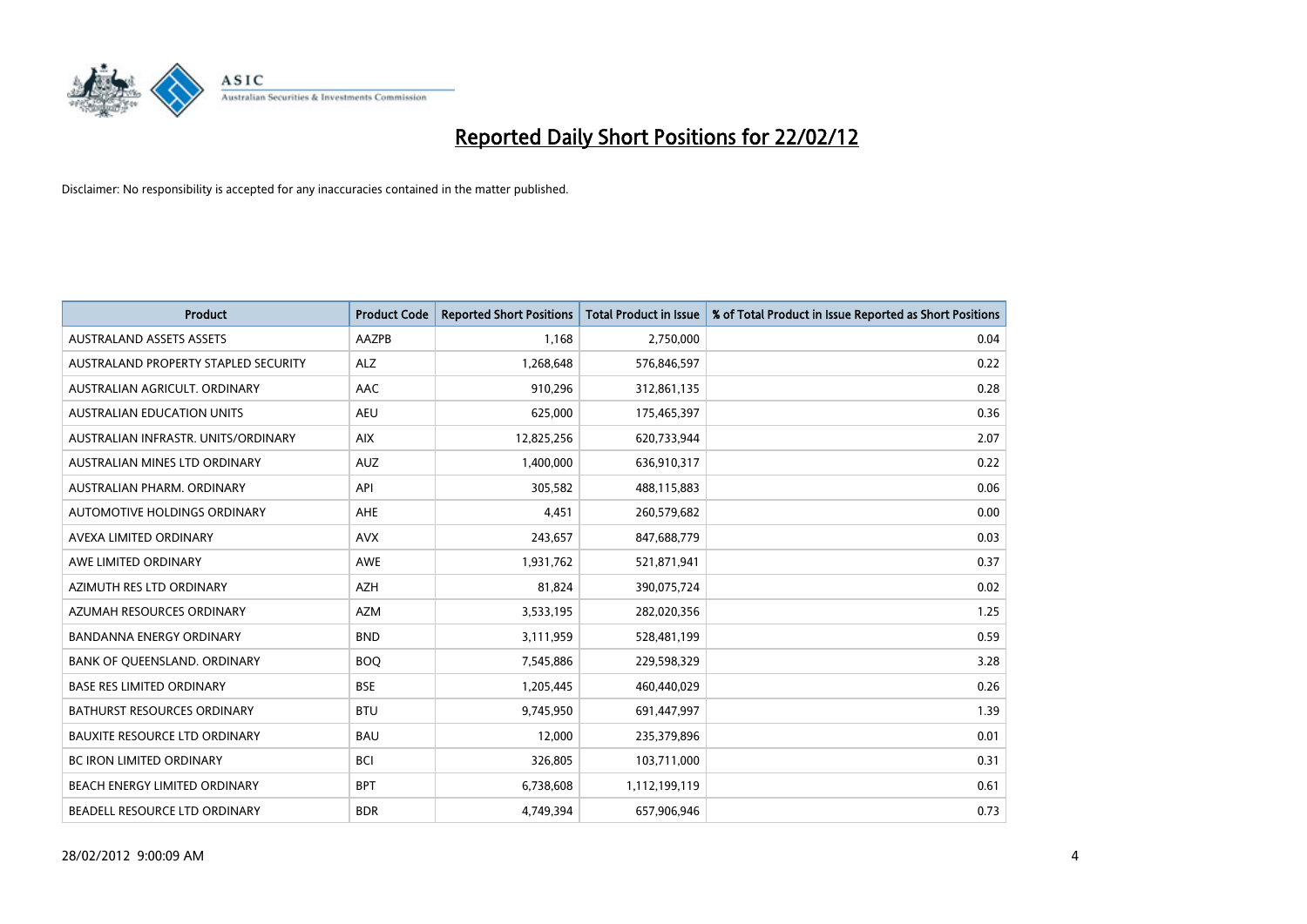# Reported Daily Short Positions for 22/02/12

Disclaimer: No responsibility is accepted for any inaccuracies contained in the matter published.

| Product | Product Code | Reported Short Positions | Total Product in Issue | % of Total Product in Issue Reported as Short Positions |
|---|---|---|---|---|
| AUSTRALAND ASSETS ASSETS | AAZPB | 1,168 | 2,750,000 | 0.04 |
| AUSTRALAND PROPERTY STAPLED SECURITY | ALZ | 1,268,648 | 576,846,597 | 0.22 |
| AUSTRALIAN AGRICULT. ORDINARY | AAC | 910,296 | 312,861,135 | 0.28 |
| AUSTRALIAN EDUCATION UNITS | AEU | 625,000 | 175,465,397 | 0.36 |
| AUSTRALIAN INFRASTR. UNITS/ORDINARY | AIX | 12,825,256 | 620,733,944 | 2.07 |
| AUSTRALIAN MINES LTD ORDINARY | AUZ | 1,400,000 | 636,910,317 | 0.22 |
| AUSTRALIAN PHARM. ORDINARY | API | 305,582 | 488,115,883 | 0.06 |
| AUTOMOTIVE HOLDINGS ORDINARY | AHE | 4,451 | 260,579,682 | 0.00 |
| AVEXA LIMITED ORDINARY | AVX | 243,657 | 847,688,779 | 0.03 |
| AWE LIMITED ORDINARY | AWE | 1,931,762 | 521,871,941 | 0.37 |
| AZIMUTH RES LTD ORDINARY | AZH | 81,824 | 390,075,724 | 0.02 |
| AZUMAH RESOURCES ORDINARY | AZM | 3,533,195 | 282,020,356 | 1.25 |
| BANDANNA ENERGY ORDINARY | BND | 3,111,959 | 528,481,199 | 0.59 |
| BANK OF QUEENSLAND. ORDINARY | BOQ | 7,545,886 | 229,598,329 | 3.28 |
| BASE RES LIMITED ORDINARY | BSE | 1,205,445 | 460,440,029 | 0.26 |
| BATHURST RESOURCES ORDINARY | BTU | 9,745,950 | 691,447,997 | 1.39 |
| BAUXITE RESOURCE LTD ORDINARY | BAU | 12,000 | 235,379,896 | 0.01 |
| BC IRON LIMITED ORDINARY | BCI | 326,805 | 103,711,000 | 0.31 |
| BEACH ENERGY LIMITED ORDINARY | BPT | 6,738,608 | 1,112,199,119 | 0.61 |
| BEADELL RESOURCE LTD ORDINARY | BDR | 4,749,394 | 657,906,946 | 0.73 |

28/02/2012 9:00:09 AM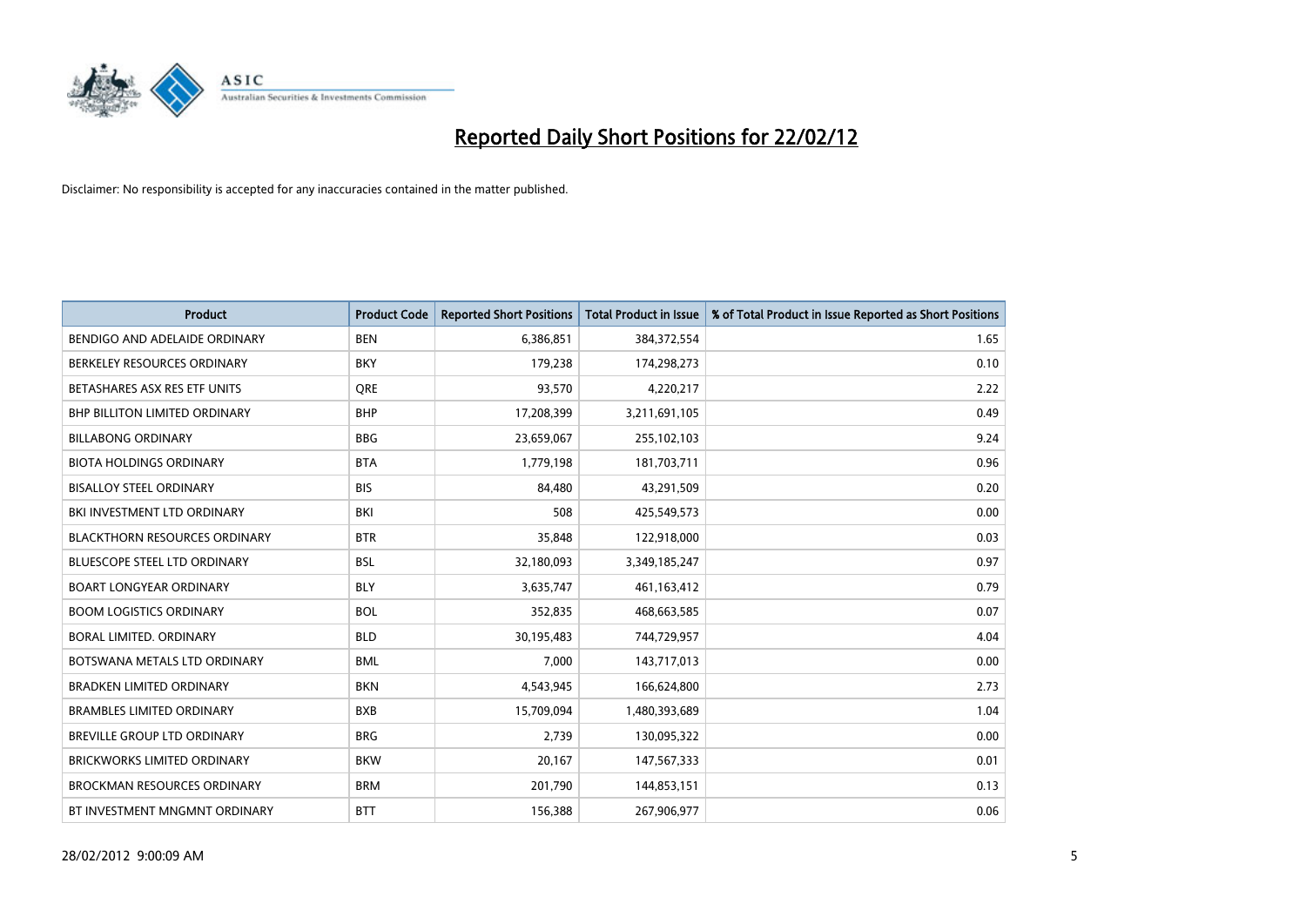# Reported Daily Short Positions for 22/02/12

Disclaimer: No responsibility is accepted for any inaccuracies contained in the matter published.

| Product | Product Code | Reported Short Positions | Total Product in Issue | % of Total Product in Issue Reported as Short Positions |
|---|---|---|---|---|
| BENDIGO AND ADELAIDE ORDINARY | BEN | 6,386,851 | 384,372,554 | 1.65 |
| BERKELEY RESOURCES ORDINARY | BKY | 179,238 | 174,298,273 | 0.10 |
| BETASHARES ASX RES ETF UNITS | QRE | 93,570 | 4,220,217 | 2.22 |
| BHP BILLITON LIMITED ORDINARY | BHP | 17,208,399 | 3,211,691,105 | 0.49 |
| BILLABONG ORDINARY | BBG | 23,659,067 | 255,102,103 | 9.24 |
| BIOTA HOLDINGS ORDINARY | BTA | 1,779,198 | 181,703,711 | 0.96 |
| BISALLOY STEEL ORDINARY | BIS | 84,480 | 43,291,509 | 0.20 |
| BKI INVESTMENT LTD ORDINARY | BKI | 508 | 425,549,573 | 0.00 |
| BLACKTHORN RESOURCES ORDINARY | BTR | 35,848 | 122,918,000 | 0.03 |
| BLUESCOPE STEEL LTD ORDINARY | BSL | 32,180,093 | 3,349,185,247 | 0.97 |
| BOART LONGYEAR ORDINARY | BLY | 3,635,747 | 461,163,412 | 0.79 |
| BOOM LOGISTICS ORDINARY | BOL | 352,835 | 468,663,585 | 0.07 |
| BORAL LIMITED. ORDINARY | BLD | 30,195,483 | 744,729,957 | 4.04 |
| BOTSWANA METALS LTD ORDINARY | BML | 7,000 | 143,717,013 | 0.00 |
| BRADKEN LIMITED ORDINARY | BKN | 4,543,945 | 166,624,800 | 2.73 |
| BRAMBLES LIMITED ORDINARY | BXB | 15,709,094 | 1,480,393,689 | 1.04 |
| BREVILLE GROUP LTD ORDINARY | BRG | 2,739 | 130,095,322 | 0.00 |
| BRICKWORKS LIMITED ORDINARY | BKW | 20,167 | 147,567,333 | 0.01 |
| BROCKMAN RESOURCES ORDINARY | BRM | 201,790 | 144,853,151 | 0.13 |
| BT INVESTMENT MNGMNT ORDINARY | BTT | 156,388 | 267,906,977 | 0.06 |

28/02/2012 9:00:09 AM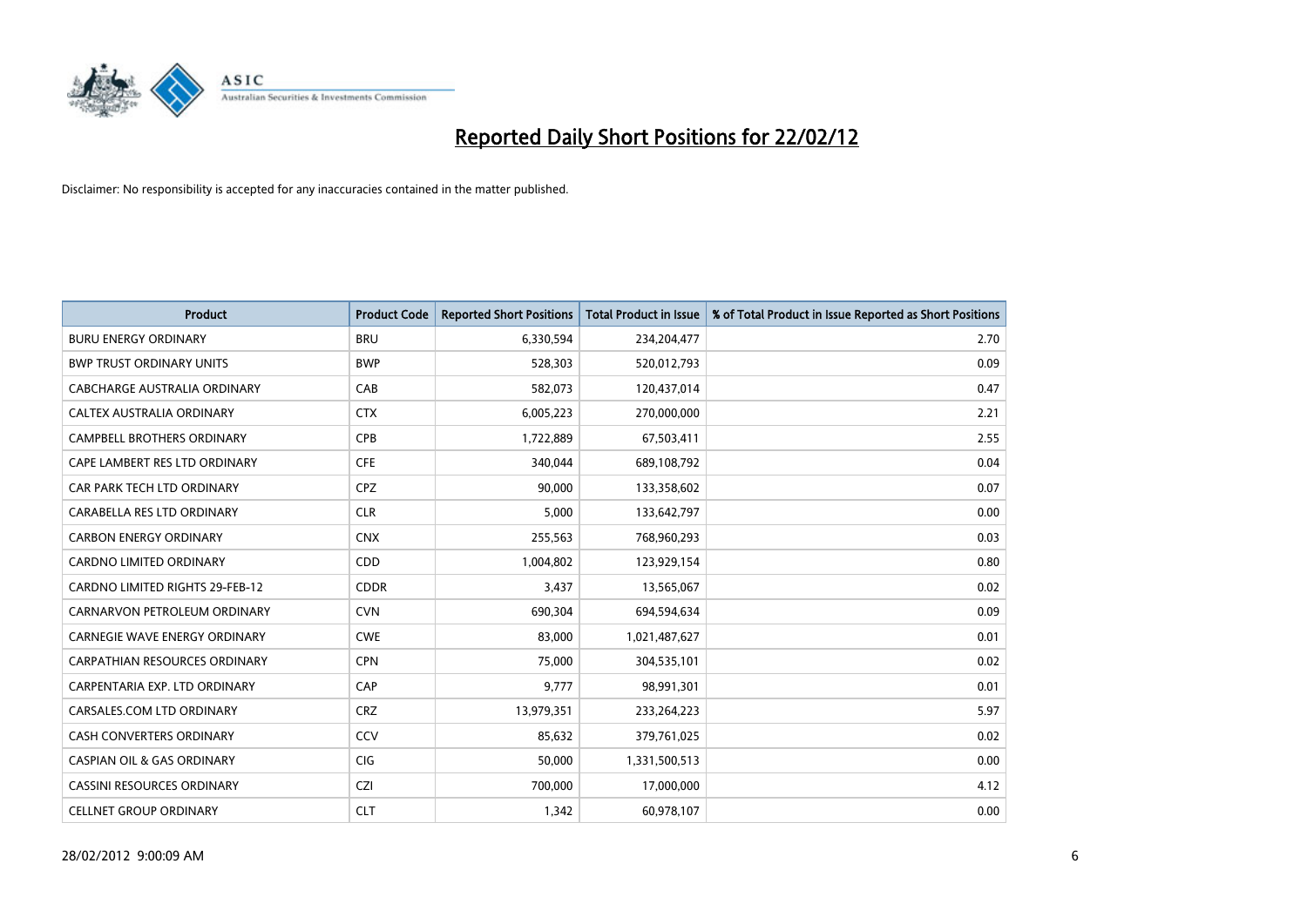# Reported Daily Short Positions for 22/02/12

Disclaimer: No responsibility is accepted for any inaccuracies contained in the matter published.

| Product | Product Code | Reported Short Positions | Total Product in Issue | % of Total Product in Issue Reported as Short Positions |
|---|---|---|---|---|
| BURU ENERGY ORDINARY | BRU | 6,330,594 | 234,204,477 | 2.70 |
| BWP TRUST ORDINARY UNITS | BWP | 528,303 | 520,012,793 | 0.09 |
| CABCHARGE AUSTRALIA ORDINARY | CAB | 582,073 | 120,437,014 | 0.47 |
| CALTEX AUSTRALIA ORDINARY | CTX | 6,005,223 | 270,000,000 | 2.21 |
| CAMPBELL BROTHERS ORDINARY | CPB | 1,722,889 | 67,503,411 | 2.55 |
| CAPE LAMBERT RES LTD ORDINARY | CFE | 340,044 | 689,108,792 | 0.04 |
| CAR PARK TECH LTD ORDINARY | CPZ | 90,000 | 133,358,602 | 0.07 |
| CARABELLA RES LTD ORDINARY | CLR | 5,000 | 133,642,797 | 0.00 |
| CARBON ENERGY ORDINARY | CNX | 255,563 | 768,960,293 | 0.03 |
| CARDNO LIMITED ORDINARY | CDD | 1,004,802 | 123,929,154 | 0.80 |
| CARDNO LIMITED RIGHTS 29-FEB-12 | CDDR | 3,437 | 13,565,067 | 0.02 |
| CARNARVON PETROLEUM ORDINARY | CVN | 690,304 | 694,594,634 | 0.09 |
| CARNEGIE WAVE ENERGY ORDINARY | CWE | 83,000 | 1,021,487,627 | 0.01 |
| CARPATHIAN RESOURCES ORDINARY | CPN | 75,000 | 304,535,101 | 0.02 |
| CARPENTARIA EXP. LTD ORDINARY | CAP | 9,777 | 98,991,301 | 0.01 |
| CARSALES.COM LTD ORDINARY | CRZ | 13,979,351 | 233,264,223 | 5.97 |
| CASH CONVERTERS ORDINARY | CCV | 85,632 | 379,761,025 | 0.02 |
| CASPIAN OIL & GAS ORDINARY | CIG | 50,000 | 1,331,500,513 | 0.00 |
| CASSINI RESOURCES ORDINARY | CZI | 700,000 | 17,000,000 | 4.12 |
| CELLNET GROUP ORDINARY | CLT | 1,342 | 60,978,107 | 0.00 |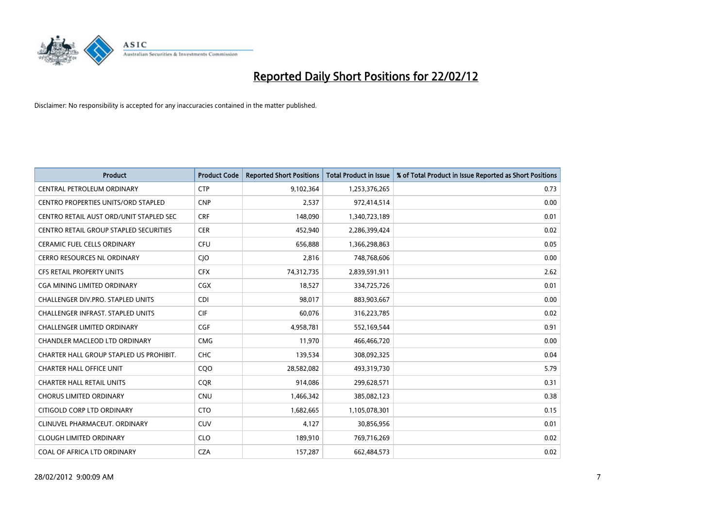# Reported Daily Short Positions for 22/02/12

Disclaimer: No responsibility is accepted for any inaccuracies contained in the matter published.

| Product | Product Code | Reported Short Positions | Total Product in Issue | % of Total Product in Issue Reported as Short Positions |
| --- | --- | --- | --- | --- |
| CENTRAL PETROLEUM ORDINARY | CTP | 9,102,364 | 1,253,376,265 | 0.73 |
| CENTRO PROPERTIES UNITS/ORD STAPLED | CNP | 2,537 | 972,414,514 | 0.00 |
| CENTRO RETAIL AUST ORD/UNIT STAPLED SEC | CRF | 148,090 | 1,340,723,189 | 0.01 |
| CENTRO RETAIL GROUP STAPLED SECURITIES | CER | 452,940 | 2,286,399,424 | 0.02 |
| CERAMIC FUEL CELLS ORDINARY | CFU | 656,888 | 1,366,298,863 | 0.05 |
| CERRO RESOURCES NL ORDINARY | CJO | 2,816 | 748,768,606 | 0.00 |
| CFS RETAIL PROPERTY UNITS | CFX | 74,312,735 | 2,839,591,911 | 2.62 |
| CGA MINING LIMITED ORDINARY | CGX | 18,527 | 334,725,726 | 0.01 |
| CHALLENGER DIV.PRO. STAPLED UNITS | CDI | 98,017 | 883,903,667 | 0.00 |
| CHALLENGER INFRAST. STAPLED UNITS | CIF | 60,076 | 316,223,785 | 0.02 |
| CHALLENGER LIMITED ORDINARY | CGF | 4,958,781 | 552,169,544 | 0.91 |
| CHANDLER MACLEOD LTD ORDINARY | CMG | 11,970 | 466,466,720 | 0.00 |
| CHARTER HALL GROUP STAPLED US PROHIBIT. | CHC | 139,534 | 308,092,325 | 0.04 |
| CHARTER HALL OFFICE UNIT | CQO | 28,582,082 | 493,319,730 | 5.79 |
| CHARTER HALL RETAIL UNITS | CQR | 914,086 | 299,628,571 | 0.31 |
| CHORUS LIMITED ORDINARY | CNU | 1,466,342 | 385,082,123 | 0.38 |
| CITIGOLD CORP LTD ORDINARY | CTO | 1,682,665 | 1,105,078,301 | 0.15 |
| CLINUVEL PHARMACEUT. ORDINARY | CUV | 4,127 | 30,856,956 | 0.01 |
| CLOUGH LIMITED ORDINARY | CLO | 189,910 | 769,716,269 | 0.02 |
| COAL OF AFRICA LTD ORDINARY | CZA | 157,287 | 662,484,573 | 0.02 |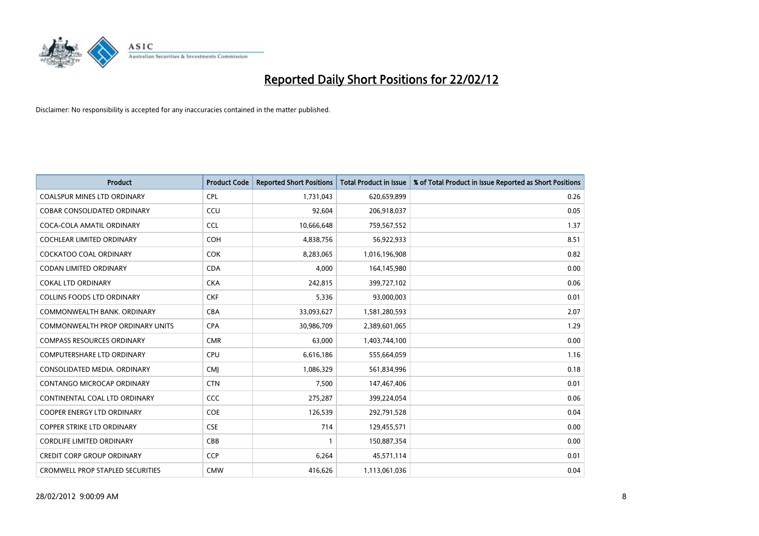# Reported Daily Short Positions for 22/02/12

Disclaimer: No responsibility is accepted for any inaccuracies contained in the matter published.

| Product | Product Code | Reported Short Positions | Total Product in Issue | % of Total Product in Issue Reported as Short Positions |
|---|---|---|---|---|
| COALSPUR MINES LTD ORDINARY | CPL | 1,731,043 | 620,659,899 | 0.26 |
| COBAR CONSOLIDATED ORDINARY | CCU | 92,604 | 206,918,037 | 0.05 |
| COCA-COLA AMATIL ORDINARY | CCL | 10,666,648 | 759,567,552 | 1.37 |
| COCHLEAR LIMITED ORDINARY | COH | 4,838,756 | 56,922,933 | 8.51 |
| COCKATOO COAL ORDINARY | COK | 8,283,065 | 1,016,196,908 | 0.82 |
| CODAN LIMITED ORDINARY | CDA | 4,000 | 164,145,980 | 0.00 |
| COKAL LTD ORDINARY | CKA | 242,815 | 399,727,102 | 0.06 |
| COLLINS FOODS LTD ORDINARY | CKF | 5,336 | 93,000,003 | 0.01 |
| COMMONWEALTH BANK. ORDINARY | CBA | 33,093,627 | 1,581,280,593 | 2.07 |
| COMMONWEALTH PROP ORDINARY UNITS | CPA | 30,986,709 | 2,389,601,065 | 1.29 |
| COMPASS RESOURCES ORDINARY | CMR | 63,000 | 1,403,744,100 | 0.00 |
| COMPUTERSHARE LTD ORDINARY | CPU | 6,616,186 | 555,664,059 | 1.16 |
| CONSOLIDATED MEDIA. ORDINARY | CMJ | 1,086,329 | 561,834,996 | 0.18 |
| CONTANGO MICROCAP ORDINARY | CTN | 7,500 | 147,467,406 | 0.01 |
| CONTINENTAL COAL LTD ORDINARY | CCC | 275,287 | 399,224,054 | 0.06 |
| COOPER ENERGY LTD ORDINARY | COE | 126,539 | 292,791,528 | 0.04 |
| COPPER STRIKE LTD ORDINARY | CSE | 714 | 129,455,571 | 0.00 |
| CORDLIFE LIMITED ORDINARY | CBB | 1 | 150,887,354 | 0.00 |
| CREDIT CORP GROUP ORDINARY | CCP | 6,264 | 45,571,114 | 0.01 |
| CROMWELL PROP STAPLED SECURITIES | CMW | 416,626 | 1,113,061,036 | 0.04 |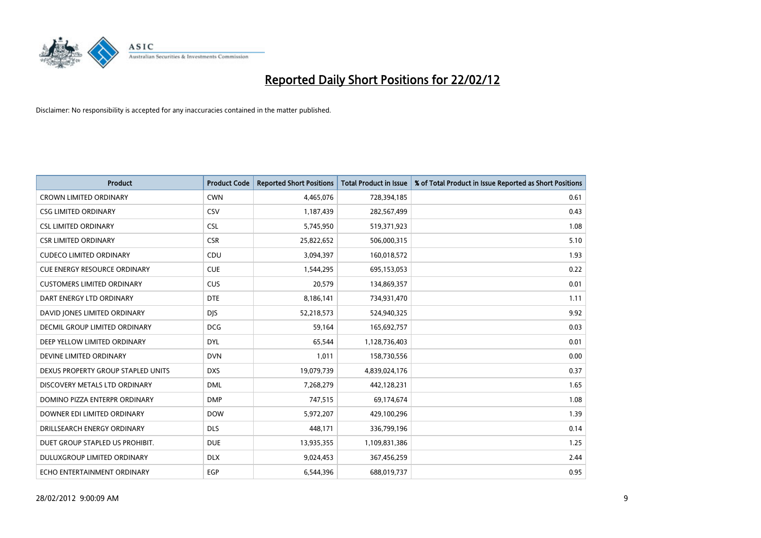# Reported Daily Short Positions for 22/02/12

Disclaimer: No responsibility is accepted for any inaccuracies contained in the matter published.

| Product | Product Code | Reported Short Positions | Total Product in Issue | % of Total Product in Issue Reported as Short Positions |
|---|---|---|---|---|
| CROWN LIMITED ORDINARY | CWN | 4,465,076 | 728,394,185 | 0.61 |
| CSG LIMITED ORDINARY | CSV | 1,187,439 | 282,567,499 | 0.43 |
| CSL LIMITED ORDINARY | CSL | 5,745,950 | 519,371,923 | 1.08 |
| CSR LIMITED ORDINARY | CSR | 25,822,652 | 506,000,315 | 5.10 |
| CUDECO LIMITED ORDINARY | CDU | 3,094,397 | 160,018,572 | 1.93 |
| CUE ENERGY RESOURCE ORDINARY | CUE | 1,544,295 | 695,153,053 | 0.22 |
| CUSTOMERS LIMITED ORDINARY | CUS | 20,579 | 134,869,357 | 0.01 |
| DART ENERGY LTD ORDINARY | DTE | 8,186,141 | 734,931,470 | 1.11 |
| DAVID JONES LIMITED ORDINARY | DJS | 52,218,573 | 524,940,325 | 9.92 |
| DECMIL GROUP LIMITED ORDINARY | DCG | 59,164 | 165,692,757 | 0.03 |
| DEEP YELLOW LIMITED ORDINARY | DYL | 65,544 | 1,128,736,403 | 0.01 |
| DEVINE LIMITED ORDINARY | DVN | 1,011 | 158,730,556 | 0.00 |
| DEXUS PROPERTY GROUP STAPLED UNITS | DXS | 19,079,739 | 4,839,024,176 | 0.37 |
| DISCOVERY METALS LTD ORDINARY | DML | 7,268,279 | 442,128,231 | 1.65 |
| DOMINO PIZZA ENTERPR ORDINARY | DMP | 747,515 | 69,174,674 | 1.08 |
| DOWNER EDI LIMITED ORDINARY | DOW | 5,972,207 | 429,100,296 | 1.39 |
| DRILLSEARCH ENERGY ORDINARY | DLS | 448,171 | 336,799,196 | 0.14 |
| DUET GROUP STAPLED US PROHIBIT. | DUE | 13,935,355 | 1,109,831,386 | 1.25 |
| DULUXGROUP LIMITED ORDINARY | DLX | 9,024,453 | 367,456,259 | 2.44 |
| ECHO ENTERTAINMENT ORDINARY | EGP | 6,544,396 | 688,019,737 | 0.95 |

28/02/2012 9:00:09 AM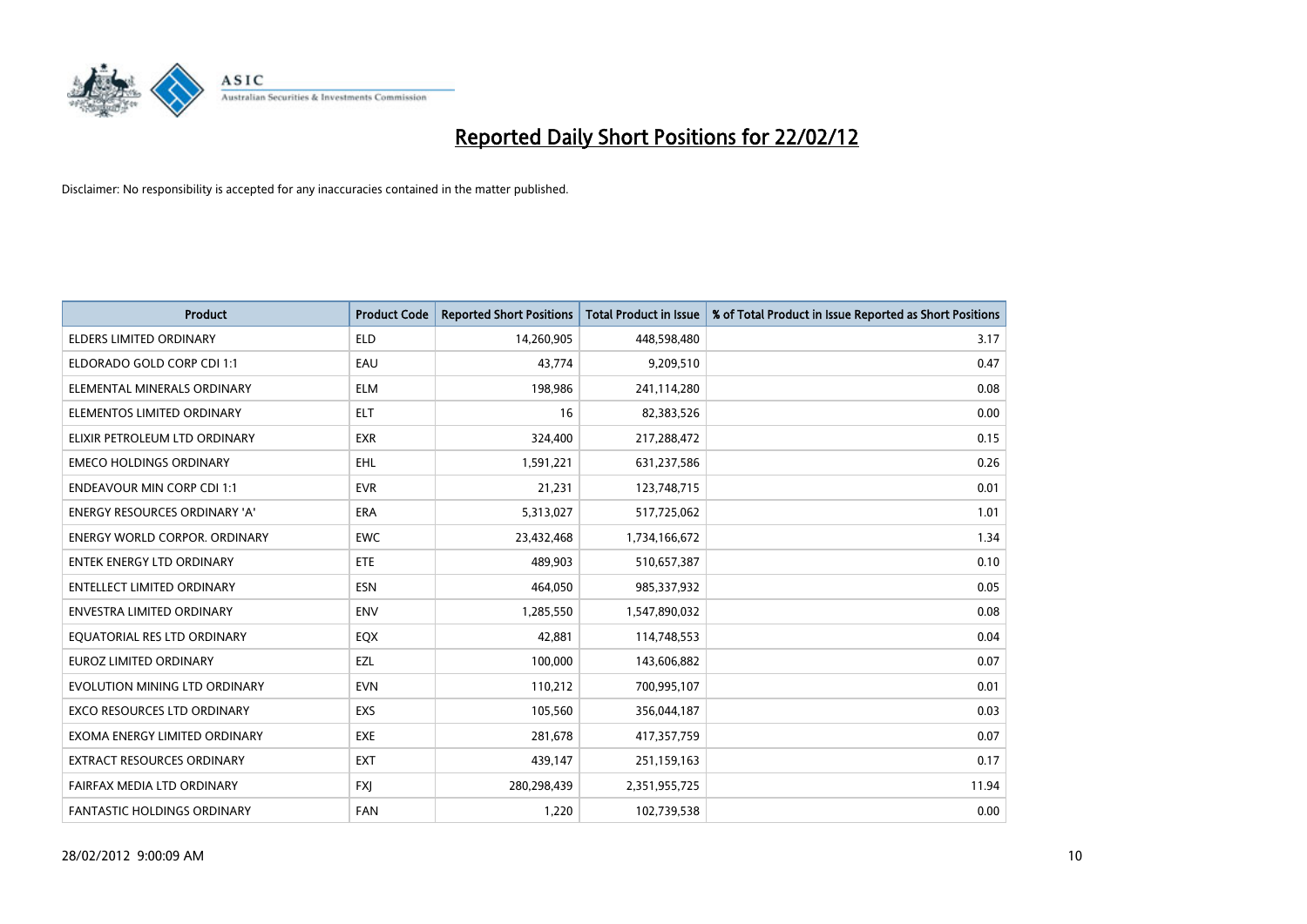# Reported Daily Short Positions for 22/02/12

Disclaimer: No responsibility is accepted for any inaccuracies contained in the matter published.

| Product | Product Code | Reported Short Positions | Total Product in Issue | % of Total Product in Issue Reported as Short Positions |
|---|---|---|---|---|
| ELDERS LIMITED ORDINARY | ELD | 14,260,905 | 448,598,480 | 3.17 |
| ELDORADO GOLD CORP CDI 1:1 | EAU | 43,774 | 9,209,510 | 0.47 |
| ELEMENTAL MINERALS ORDINARY | ELM | 198,986 | 241,114,280 | 0.08 |
| ELEMENTOS LIMITED ORDINARY | ELT | 16 | 82,383,526 | 0.00 |
| ELIXIR PETROLEUM LTD ORDINARY | EXR | 324,400 | 217,288,472 | 0.15 |
| EMECO HOLDINGS ORDINARY | EHL | 1,591,221 | 631,237,586 | 0.26 |
| ENDEAVOUR MIN CORP CDI 1:1 | EVR | 21,231 | 123,748,715 | 0.01 |
| ENERGY RESOURCES ORDINARY 'A' | ERA | 5,313,027 | 517,725,062 | 1.01 |
| ENERGY WORLD CORPOR. ORDINARY | EWC | 23,432,468 | 1,734,166,672 | 1.34 |
| ENTEK ENERGY LTD ORDINARY | ETE | 489,903 | 510,657,387 | 0.10 |
| ENTELLECT LIMITED ORDINARY | ESN | 464,050 | 985,337,932 | 0.05 |
| ENVESTRA LIMITED ORDINARY | ENV | 1,285,550 | 1,547,890,032 | 0.08 |
| EQUATORIAL RES LTD ORDINARY | EQX | 42,881 | 114,748,553 | 0.04 |
| EUROZ LIMITED ORDINARY | EZL | 100,000 | 143,606,882 | 0.07 |
| EVOLUTION MINING LTD ORDINARY | EVN | 110,212 | 700,995,107 | 0.01 |
| EXCO RESOURCES LTD ORDINARY | EXS | 105,560 | 356,044,187 | 0.03 |
| EXOMA ENERGY LIMITED ORDINARY | EXE | 281,678 | 417,357,759 | 0.07 |
| EXTRACT RESOURCES ORDINARY | EXT | 439,147 | 251,159,163 | 0.17 |
| FAIRFAX MEDIA LTD ORDINARY | FXJ | 280,298,439 | 2,351,955,725 | 11.94 |
| FANTASTIC HOLDINGS ORDINARY | FAN | 1,220 | 102,739,538 | 0.00 |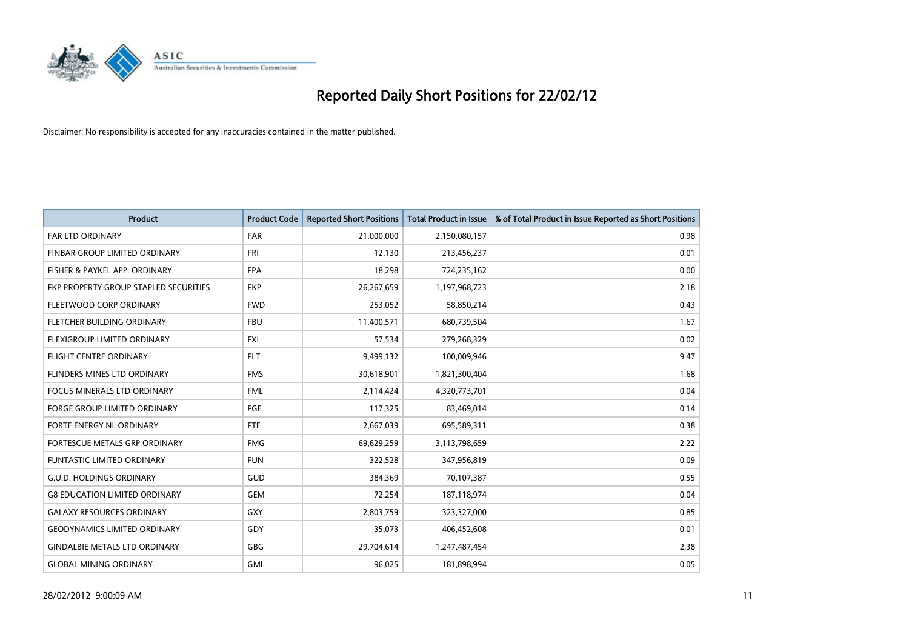# Reported Daily Short Positions for 22/02/12

Disclaimer: No responsibility is accepted for any inaccuracies contained in the matter published.

| Product | Product Code | Reported Short Positions | Total Product in Issue | % of Total Product in Issue Reported as Short Positions |
|---|---|---|---|---|
| FAR LTD ORDINARY | FAR | 21,000,000 | 2,150,080,157 | 0.98 |
| FINBAR GROUP LIMITED ORDINARY | FRI | 12,130 | 213,456,237 | 0.01 |
| FISHER & PAYKEL APP. ORDINARY | FPA | 18,298 | 724,235,162 | 0.00 |
| FKP PROPERTY GROUP STAPLED SECURITIES | FKP | 26,267,659 | 1,197,968,723 | 2.18 |
| FLEETWOOD CORP ORDINARY | FWD | 253,052 | 58,850,214 | 0.43 |
| FLETCHER BUILDING ORDINARY | FBU | 11,400,571 | 680,739,504 | 1.67 |
| FLEXIGROUP LIMITED ORDINARY | FXL | 57,534 | 279,268,329 | 0.02 |
| FLIGHT CENTRE ORDINARY | FLT | 9,499,132 | 100,009,946 | 9.47 |
| FLINDERS MINES LTD ORDINARY | FMS | 30,618,901 | 1,821,300,404 | 1.68 |
| FOCUS MINERALS LTD ORDINARY | FML | 2,114,424 | 4,320,773,701 | 0.04 |
| FORGE GROUP LIMITED ORDINARY | FGE | 117,325 | 83,469,014 | 0.14 |
| FORTE ENERGY NL ORDINARY | FTE | 2,667,039 | 695,589,311 | 0.38 |
| FORTESCUE METALS GRP ORDINARY | FMG | 69,629,259 | 3,113,798,659 | 2.22 |
| FUNTASTIC LIMITED ORDINARY | FUN | 322,528 | 347,956,819 | 0.09 |
| G.U.D. HOLDINGS ORDINARY | GUD | 384,369 | 70,107,387 | 0.55 |
| G8 EDUCATION LIMITED ORDINARY | GEM | 72,254 | 187,118,974 | 0.04 |
| GALAXY RESOURCES ORDINARY | GXY | 2,803,759 | 323,327,000 | 0.85 |
| GEODYNAMICS LIMITED ORDINARY | GDY | 35,073 | 406,452,608 | 0.01 |
| GINDALBIE METALS LTD ORDINARY | GBG | 29,704,614 | 1,247,487,454 | 2.38 |
| GLOBAL MINING ORDINARY | GMI | 96,025 | 181,898,994 | 0.05 |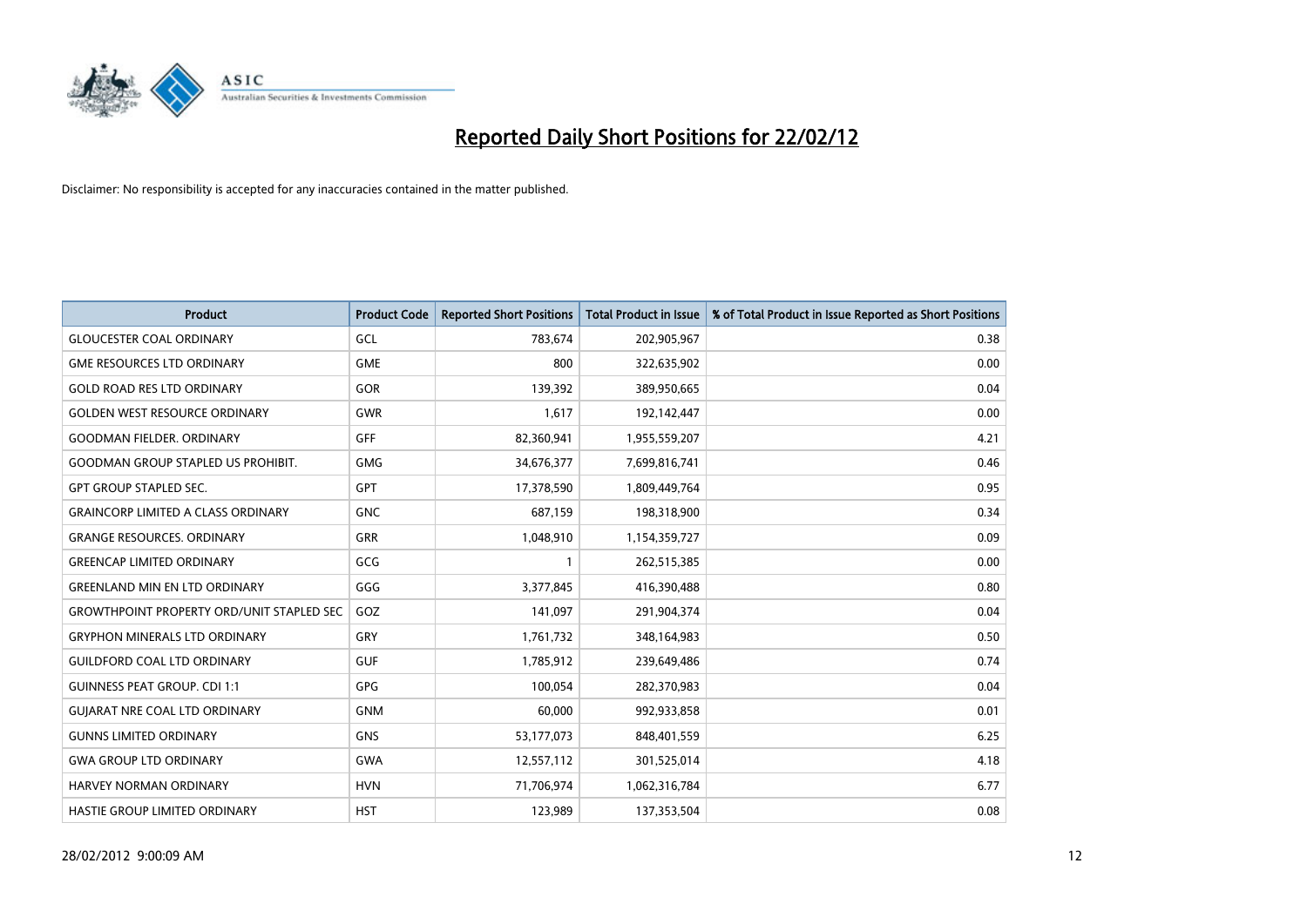# Reported Daily Short Positions for 22/02/12

Disclaimer: No responsibility is accepted for any inaccuracies contained in the matter published.

| Product | Product Code | Reported Short Positions | Total Product in Issue | % of Total Product in Issue Reported as Short Positions |
|---|---|---|---|---|
| GLOUCESTER COAL ORDINARY | GCL | 783,674 | 202,905,967 | 0.38 |
| GME RESOURCES LTD ORDINARY | GME | 800 | 322,635,902 | 0.00 |
| GOLD ROAD RES LTD ORDINARY | GOR | 139,392 | 389,950,665 | 0.04 |
| GOLDEN WEST RESOURCE ORDINARY | GWR | 1,617 | 192,142,447 | 0.00 |
| GOODMAN FIELDER. ORDINARY | GFF | 82,360,941 | 1,955,559,207 | 4.21 |
| GOODMAN GROUP STAPLED US PROHIBIT. | GMG | 34,676,377 | 7,699,816,741 | 0.46 |
| GPT GROUP STAPLED SEC. | GPT | 17,378,590 | 1,809,449,764 | 0.95 |
| GRAINCORP LIMITED A CLASS ORDINARY | GNC | 687,159 | 198,318,900 | 0.34 |
| GRANGE RESOURCES. ORDINARY | GRR | 1,048,910 | 1,154,359,727 | 0.09 |
| GREENCAP LIMITED ORDINARY | GCG | 1 | 262,515,385 | 0.00 |
| GREENLAND MIN EN LTD ORDINARY | GGG | 3,377,845 | 416,390,488 | 0.80 |
| GROWTHPOINT PROPERTY ORD/UNIT STAPLED SEC | GOZ | 141,097 | 291,904,374 | 0.04 |
| GRYPHON MINERALS LTD ORDINARY | GRY | 1,761,732 | 348,164,983 | 0.50 |
| GUILDFORD COAL LTD ORDINARY | GUF | 1,785,912 | 239,649,486 | 0.74 |
| GUINNESS PEAT GROUP. CDI 1:1 | GPG | 100,054 | 282,370,983 | 0.04 |
| GUJARAT NRE COAL LTD ORDINARY | GNM | 60,000 | 992,933,858 | 0.01 |
| GUNNS LIMITED ORDINARY | GNS | 53,177,073 | 848,401,559 | 6.25 |
| GWA GROUP LTD ORDINARY | GWA | 12,557,112 | 301,525,014 | 4.18 |
| HARVEY NORMAN ORDINARY | HVN | 71,706,974 | 1,062,316,784 | 6.77 |
| HASTIE GROUP LIMITED ORDINARY | HST | 123,989 | 137,353,504 | 0.08 |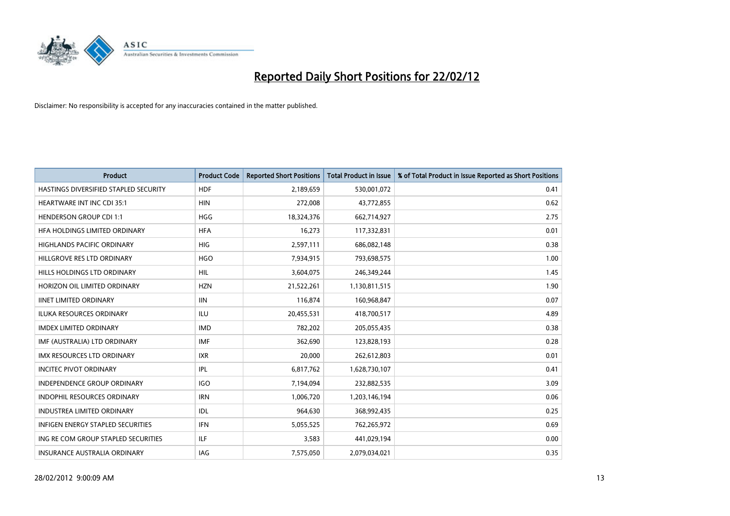# Reported Daily Short Positions for 22/02/12

Disclaimer: No responsibility is accepted for any inaccuracies contained in the matter published.

| Product | Product Code | Reported Short Positions | Total Product in Issue | % of Total Product in Issue Reported as Short Positions |
|---|---|---|---|---|
| HASTINGS DIVERSIFIED STAPLED SECURITY | HDF | 2,189,659 | 530,001,072 | 0.41 |
| HEARTWARE INT INC CDI 35:1 | HIN | 272,008 | 43,772,855 | 0.62 |
| HENDERSON GROUP CDI 1:1 | HGG | 18,324,376 | 662,714,927 | 2.75 |
| HFA HOLDINGS LIMITED ORDINARY | HFA | 16,273 | 117,332,831 | 0.01 |
| HIGHLANDS PACIFIC ORDINARY | HIG | 2,597,111 | 686,082,148 | 0.38 |
| HILLGROVE RES LTD ORDINARY | HGO | 7,934,915 | 793,698,575 | 1.00 |
| HILLS HOLDINGS LTD ORDINARY | HIL | 3,604,075 | 246,349,244 | 1.45 |
| HORIZON OIL LIMITED ORDINARY | HZN | 21,522,261 | 1,130,811,515 | 1.90 |
| IINET LIMITED ORDINARY | IIN | 116,874 | 160,968,847 | 0.07 |
| ILUKA RESOURCES ORDINARY | ILU | 20,455,531 | 418,700,517 | 4.89 |
| IMDEX LIMITED ORDINARY | IMD | 782,202 | 205,055,435 | 0.38 |
| IMF (AUSTRALIA) LTD ORDINARY | IMF | 362,690 | 123,828,193 | 0.28 |
| IMX RESOURCES LTD ORDINARY | IXR | 20,000 | 262,612,803 | 0.01 |
| INCITEC PIVOT ORDINARY | IPL | 6,817,762 | 1,628,730,107 | 0.41 |
| INDEPENDENCE GROUP ORDINARY | IGO | 7,194,094 | 232,882,535 | 3.09 |
| INDOPHIL RESOURCES ORDINARY | IRN | 1,006,720 | 1,203,146,194 | 0.06 |
| INDUSTREA LIMITED ORDINARY | IDL | 964,630 | 368,992,435 | 0.25 |
| INFIGEN ENERGY STAPLED SECURITIES | IFN | 5,055,525 | 762,265,972 | 0.69 |
| ING RE COM GROUP STAPLED SECURITIES | ILF | 3,583 | 441,029,194 | 0.00 |
| INSURANCE AUSTRALIA ORDINARY | IAG | 7,575,050 | 2,079,034,021 | 0.35 |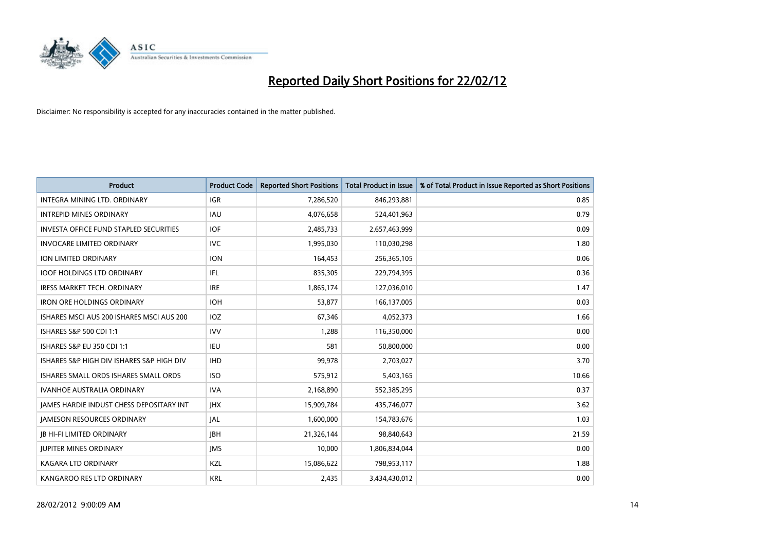# Reported Daily Short Positions for 22/02/12

Disclaimer: No responsibility is accepted for any inaccuracies contained in the matter published.

| Product | Product Code | Reported Short Positions | Total Product in Issue | % of Total Product in Issue Reported as Short Positions |
|---|---|---|---|---|
| INTEGRA MINING LTD. ORDINARY | IGR | 7,286,520 | 846,293,881 | 0.85 |
| INTREPID MINES ORDINARY | IAU | 4,076,658 | 524,401,963 | 0.79 |
| INVESTA OFFICE FUND STAPLED SECURITIES | IOF | 2,485,733 | 2,657,463,999 | 0.09 |
| INVOCARE LIMITED ORDINARY | IVC | 1,995,030 | 110,030,298 | 1.80 |
| ION LIMITED ORDINARY | ION | 164,453 | 256,365,105 | 0.06 |
| IOOF HOLDINGS LTD ORDINARY | IFL | 835,305 | 229,794,395 | 0.36 |
| IRESS MARKET TECH. ORDINARY | IRE | 1,865,174 | 127,036,010 | 1.47 |
| IRON ORE HOLDINGS ORDINARY | IOH | 53,877 | 166,137,005 | 0.03 |
| ISHARES MSCI AUS 200 ISHARES MSCI AUS 200 | IOZ | 67,346 | 4,052,373 | 1.66 |
| ISHARES S&P 500 CDI 1:1 | IVV | 1,288 | 116,350,000 | 0.00 |
| ISHARES S&P EU 350 CDI 1:1 | IEU | 581 | 50,800,000 | 0.00 |
| ISHARES S&P HIGH DIV ISHARES S&P HIGH DIV | IHD | 99,978 | 2,703,027 | 3.70 |
| ISHARES SMALL ORDS ISHARES SMALL ORDS | ISO | 575,912 | 5,403,165 | 10.66 |
| IVANHOE AUSTRALIA ORDINARY | IVA | 2,168,890 | 552,385,295 | 0.37 |
| JAMES HARDIE INDUST CHESS DEPOSITARY INT | JHX | 15,909,784 | 435,746,077 | 3.62 |
| JAMESON RESOURCES ORDINARY | JAL | 1,600,000 | 154,783,676 | 1.03 |
| JB HI-FI LIMITED ORDINARY | JBH | 21,326,144 | 98,840,643 | 21.59 |
| JUPITER MINES ORDINARY | JMS | 10,000 | 1,806,834,044 | 0.00 |
| KAGARA LTD ORDINARY | KZL | 15,086,622 | 798,953,117 | 1.88 |
| KANGAROO RES LTD ORDINARY | KRL | 2,435 | 3,434,430,012 | 0.00 |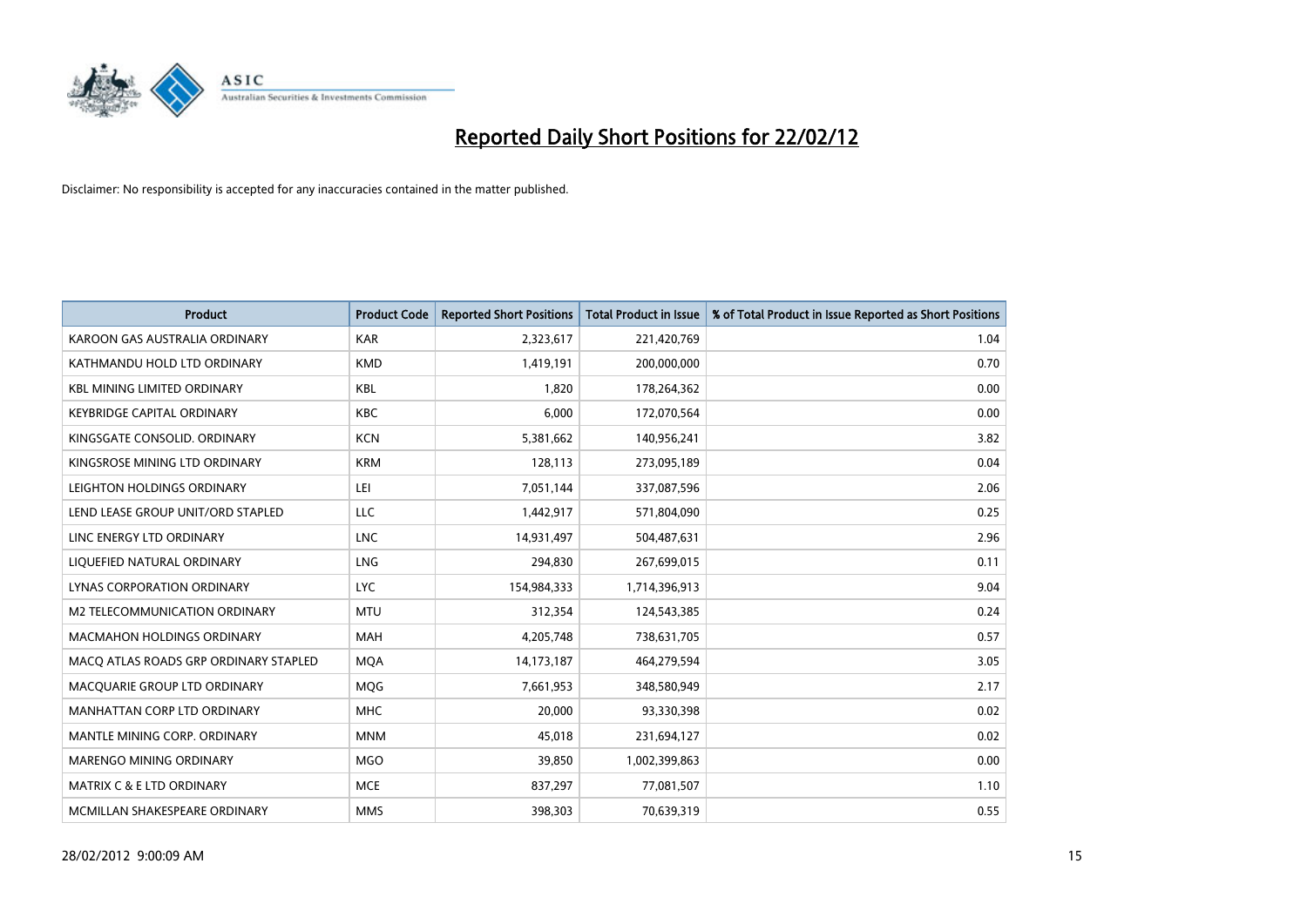# Reported Daily Short Positions for 22/02/12

Disclaimer: No responsibility is accepted for any inaccuracies contained in the matter published.

| Product | Product Code | Reported Short Positions | Total Product in Issue | % of Total Product in Issue Reported as Short Positions |
|---|---|---|---|---|
| KAROON GAS AUSTRALIA ORDINARY | KAR | 2,323,617 | 221,420,769 | 1.04 |
| KATHMANDU HOLD LTD ORDINARY | KMD | 1,419,191 | 200,000,000 | 0.70 |
| KBL MINING LIMITED ORDINARY | KBL | 1,820 | 178,264,362 | 0.00 |
| KEYBRIDGE CAPITAL ORDINARY | KBC | 6,000 | 172,070,564 | 0.00 |
| KINGSGATE CONSOLID. ORDINARY | KCN | 5,381,662 | 140,956,241 | 3.82 |
| KINGSROSE MINING LTD ORDINARY | KRM | 128,113 | 273,095,189 | 0.04 |
| LEIGHTON HOLDINGS ORDINARY | LEI | 7,051,144 | 337,087,596 | 2.06 |
| LEND LEASE GROUP UNIT/ORD STAPLED | LLC | 1,442,917 | 571,804,090 | 0.25 |
| LINC ENERGY LTD ORDINARY | LNC | 14,931,497 | 504,487,631 | 2.96 |
| LIQUEFIED NATURAL ORDINARY | LNG | 294,830 | 267,699,015 | 0.11 |
| LYNAS CORPORATION ORDINARY | LYC | 154,984,333 | 1,714,396,913 | 9.04 |
| M2 TELECOMMUNICATION ORDINARY | MTU | 312,354 | 124,543,385 | 0.24 |
| MACMAHON HOLDINGS ORDINARY | MAH | 4,205,748 | 738,631,705 | 0.57 |
| MACQ ATLAS ROADS GRP ORDINARY STAPLED | MQA | 14,173,187 | 464,279,594 | 3.05 |
| MACQUARIE GROUP LTD ORDINARY | MQG | 7,661,953 | 348,580,949 | 2.17 |
| MANHATTAN CORP LTD ORDINARY | MHC | 20,000 | 93,330,398 | 0.02 |
| MANTLE MINING CORP. ORDINARY | MNM | 45,018 | 231,694,127 | 0.02 |
| MARENGO MINING ORDINARY | MGO | 39,850 | 1,002,399,863 | 0.00 |
| MATRIX C & E LTD ORDINARY | MCE | 837,297 | 77,081,507 | 1.10 |
| MCMILLAN SHAKESPEARE ORDINARY | MMS | 398,303 | 70,639,319 | 0.55 |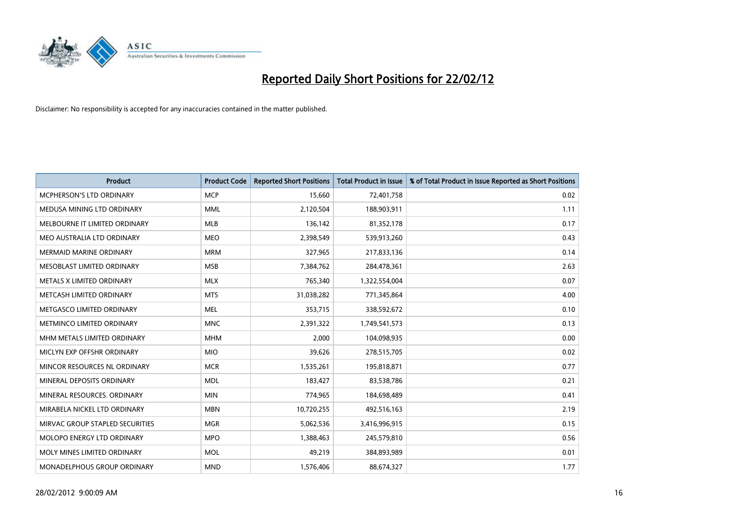# Reported Daily Short Positions for 22/02/12

Disclaimer: No responsibility is accepted for any inaccuracies contained in the matter published.

| Product | Product Code | Reported Short Positions | Total Product in Issue | % of Total Product in Issue Reported as Short Positions |
| --- | --- | --- | --- | --- |
| MCPHERSON'S LTD ORDINARY | MCP | 15,660 | 72,401,758 | 0.02 |
| MEDUSA MINING LTD ORDINARY | MML | 2,120,504 | 188,903,911 | 1.11 |
| MELBOURNE IT LIMITED ORDINARY | MLB | 136,142 | 81,352,178 | 0.17 |
| MEO AUSTRALIA LTD ORDINARY | MEO | 2,398,549 | 539,913,260 | 0.43 |
| MERMAID MARINE ORDINARY | MRM | 327,965 | 217,833,136 | 0.14 |
| MESOBLAST LIMITED ORDINARY | MSB | 7,384,762 | 284,478,361 | 2.63 |
| METALS X LIMITED ORDINARY | MLX | 765,340 | 1,322,554,004 | 0.07 |
| METCASH LIMITED ORDINARY | MTS | 31,038,282 | 771,345,864 | 4.00 |
| METGASCO LIMITED ORDINARY | MEL | 353,715 | 338,592,672 | 0.10 |
| METMINCO LIMITED ORDINARY | MNC | 2,391,322 | 1,749,541,573 | 0.13 |
| MHM METALS LIMITED ORDINARY | MHM | 2,000 | 104,098,935 | 0.00 |
| MICLYN EXP OFFSHR ORDINARY | MIO | 39,626 | 278,515,705 | 0.02 |
| MINCOR RESOURCES NL ORDINARY | MCR | 1,535,261 | 195,818,871 | 0.77 |
| MINERAL DEPOSITS ORDINARY | MDL | 183,427 | 83,538,786 | 0.21 |
| MINERAL RESOURCES. ORDINARY | MIN | 774,965 | 184,698,489 | 0.41 |
| MIRABELA NICKEL LTD ORDINARY | MBN | 10,720,255 | 492,516,163 | 2.19 |
| MIRVAC GROUP STAPLED SECURITIES | MGR | 5,062,536 | 3,416,996,915 | 0.15 |
| MOLOPO ENERGY LTD ORDINARY | MPO | 1,388,463 | 245,579,810 | 0.56 |
| MOLY MINES LIMITED ORDINARY | MOL | 49,219 | 384,893,989 | 0.01 |
| MONADELPHOUS GROUP ORDINARY | MND | 1,576,406 | 88,674,327 | 1.77 |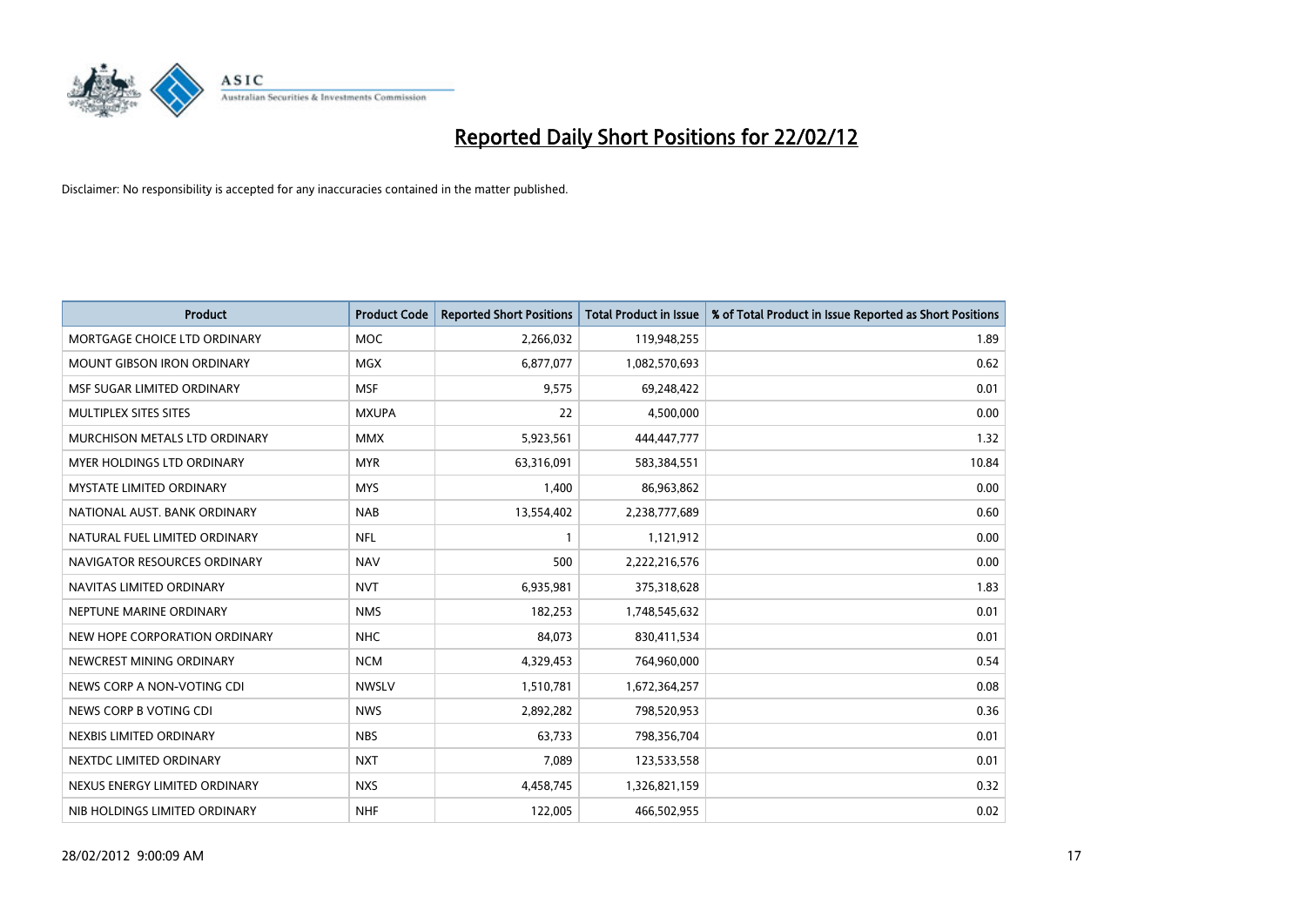# Reported Daily Short Positions for 22/02/12

Disclaimer: No responsibility is accepted for any inaccuracies contained in the matter published.

| Product | Product Code | Reported Short Positions | Total Product in Issue | % of Total Product in Issue Reported as Short Positions |
|---|---|---|---|---|
| MORTGAGE CHOICE LTD ORDINARY | MOC | 2,266,032 | 119,948,255 | 1.89 |
| MOUNT GIBSON IRON ORDINARY | MGX | 6,877,077 | 1,082,570,693 | 0.62 |
| MSF SUGAR LIMITED ORDINARY | MSF | 9,575 | 69,248,422 | 0.01 |
| MULTIPLEX SITES SITES | MXUPA | 22 | 4,500,000 | 0.00 |
| MURCHISON METALS LTD ORDINARY | MMX | 5,923,561 | 444,447,777 | 1.32 |
| MYER HOLDINGS LTD ORDINARY | MYR | 63,316,091 | 583,384,551 | 10.84 |
| MYSTATE LIMITED ORDINARY | MYS | 1,400 | 86,963,862 | 0.00 |
| NATIONAL AUST. BANK ORDINARY | NAB | 13,554,402 | 2,238,777,689 | 0.60 |
| NATURAL FUEL LIMITED ORDINARY | NFL | 1 | 1,121,912 | 0.00 |
| NAVIGATOR RESOURCES ORDINARY | NAV | 500 | 2,222,216,576 | 0.00 |
| NAVITAS LIMITED ORDINARY | NVT | 6,935,981 | 375,318,628 | 1.83 |
| NEPTUNE MARINE ORDINARY | NMS | 182,253 | 1,748,545,632 | 0.01 |
| NEW HOPE CORPORATION ORDINARY | NHC | 84,073 | 830,411,534 | 0.01 |
| NEWCREST MINING ORDINARY | NCM | 4,329,453 | 764,960,000 | 0.54 |
| NEWS CORP A NON-VOTING CDI | NWSLV | 1,510,781 | 1,672,364,257 | 0.08 |
| NEWS CORP B VOTING CDI | NWS | 2,892,282 | 798,520,953 | 0.36 |
| NEXBIS LIMITED ORDINARY | NBS | 63,733 | 798,356,704 | 0.01 |
| NEXTDC LIMITED ORDINARY | NXT | 7,089 | 123,533,558 | 0.01 |
| NEXUS ENERGY LIMITED ORDINARY | NXS | 4,458,745 | 1,326,821,159 | 0.32 |
| NIB HOLDINGS LIMITED ORDINARY | NHF | 122,005 | 466,502,955 | 0.02 |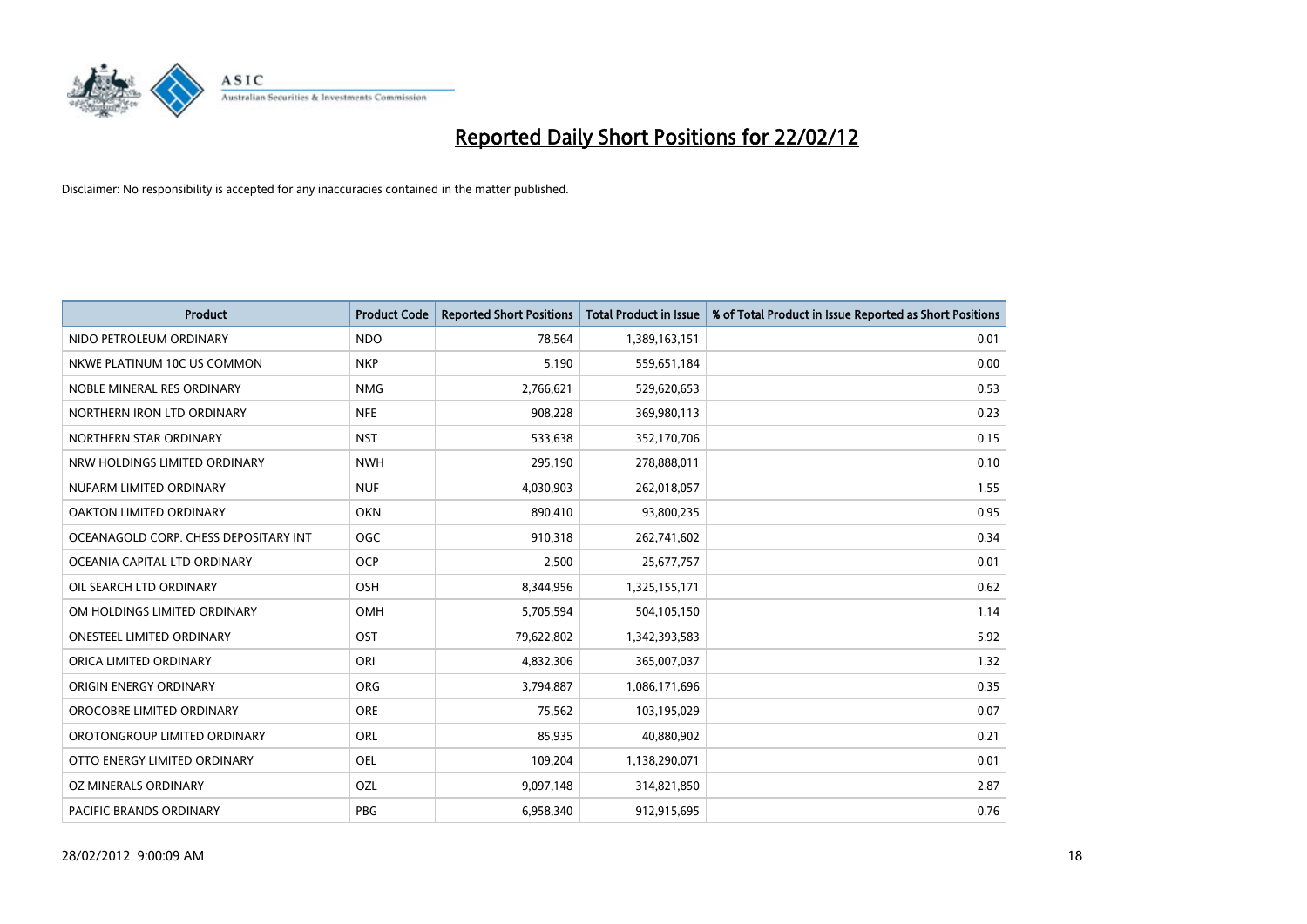# Reported Daily Short Positions for 22/02/12

Disclaimer: No responsibility is accepted for any inaccuracies contained in the matter published.

| Product | Product Code | Reported Short Positions | Total Product in Issue | % of Total Product in Issue Reported as Short Positions |
|---|---|---|---|---|
| NIDO PETROLEUM ORDINARY | NDO | 78,564 | 1,389,163,151 | 0.01 |
| NKWE PLATINUM 10C US COMMON | NKP | 5,190 | 559,651,184 | 0.00 |
| NOBLE MINERAL RES ORDINARY | NMG | 2,766,621 | 529,620,653 | 0.53 |
| NORTHERN IRON LTD ORDINARY | NFE | 908,228 | 369,980,113 | 0.23 |
| NORTHERN STAR ORDINARY | NST | 533,638 | 352,170,706 | 0.15 |
| NRW HOLDINGS LIMITED ORDINARY | NWH | 295,190 | 278,888,011 | 0.10 |
| NUFARM LIMITED ORDINARY | NUF | 4,030,903 | 262,018,057 | 1.55 |
| OAKTON LIMITED ORDINARY | OKN | 890,410 | 93,800,235 | 0.95 |
| OCEANAGOLD CORP. CHESS DEPOSITARY INT | OGC | 910,318 | 262,741,602 | 0.34 |
| OCEANIA CAPITAL LTD ORDINARY | OCP | 2,500 | 25,677,757 | 0.01 |
| OIL SEARCH LTD ORDINARY | OSH | 8,344,956 | 1,325,155,171 | 0.62 |
| OM HOLDINGS LIMITED ORDINARY | OMH | 5,705,594 | 504,105,150 | 1.14 |
| ONESTEEL LIMITED ORDINARY | OST | 79,622,802 | 1,342,393,583 | 5.92 |
| ORICA LIMITED ORDINARY | ORI | 4,832,306 | 365,007,037 | 1.32 |
| ORIGIN ENERGY ORDINARY | ORG | 3,794,887 | 1,086,171,696 | 0.35 |
| OROCOBRE LIMITED ORDINARY | ORE | 75,562 | 103,195,029 | 0.07 |
| OROTONGROUP LIMITED ORDINARY | ORL | 85,935 | 40,880,902 | 0.21 |
| OTTO ENERGY LIMITED ORDINARY | OEL | 109,204 | 1,138,290,071 | 0.01 |
| OZ MINERALS ORDINARY | OZL | 9,097,148 | 314,821,850 | 2.87 |
| PACIFIC BRANDS ORDINARY | PBG | 6,958,340 | 912,915,695 | 0.76 |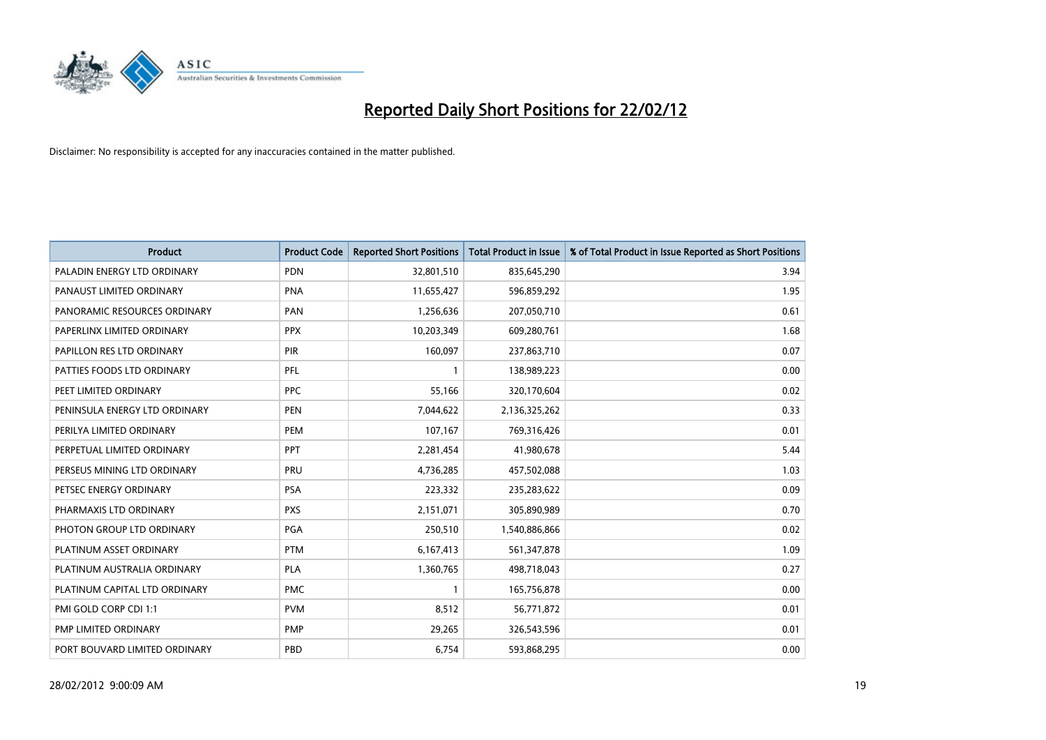# Reported Daily Short Positions for 22/02/12

Disclaimer: No responsibility is accepted for any inaccuracies contained in the matter published.

| Product | Product Code | Reported Short Positions | Total Product in Issue | % of Total Product in Issue Reported as Short Positions |
|---|---|---|---|---|
| PALADIN ENERGY LTD ORDINARY | PDN | 32,801,510 | 835,645,290 | 3.94 |
| PANAUST LIMITED ORDINARY | PNA | 11,655,427 | 596,859,292 | 1.95 |
| PANORAMIC RESOURCES ORDINARY | PAN | 1,256,636 | 207,050,710 | 0.61 |
| PAPERLINX LIMITED ORDINARY | PPX | 10,203,349 | 609,280,761 | 1.68 |
| PAPILLON RES LTD ORDINARY | PIR | 160,097 | 237,863,710 | 0.07 |
| PATTIES FOODS LTD ORDINARY | PFL | 1 | 138,989,223 | 0.00 |
| PEET LIMITED ORDINARY | PPC | 55,166 | 320,170,604 | 0.02 |
| PENINSULA ENERGY LTD ORDINARY | PEN | 7,044,622 | 2,136,325,262 | 0.33 |
| PERILYA LIMITED ORDINARY | PEM | 107,167 | 769,316,426 | 0.01 |
| PERPETUAL LIMITED ORDINARY | PPT | 2,281,454 | 41,980,678 | 5.44 |
| PERSEUS MINING LTD ORDINARY | PRU | 4,736,285 | 457,502,088 | 1.03 |
| PETSEC ENERGY ORDINARY | PSA | 223,332 | 235,283,622 | 0.09 |
| PHARMAXIS LTD ORDINARY | PXS | 2,151,071 | 305,890,989 | 0.70 |
| PHOTON GROUP LTD ORDINARY | PGA | 250,510 | 1,540,886,866 | 0.02 |
| PLATINUM ASSET ORDINARY | PTM | 6,167,413 | 561,347,878 | 1.09 |
| PLATINUM AUSTRALIA ORDINARY | PLA | 1,360,765 | 498,718,043 | 0.27 |
| PLATINUM CAPITAL LTD ORDINARY | PMC | 1 | 165,756,878 | 0.00 |
| PMI GOLD CORP CDI 1:1 | PVM | 8,512 | 56,771,872 | 0.01 |
| PMP LIMITED ORDINARY | PMP | 29,265 | 326,543,596 | 0.01 |
| PORT BOUVARD LIMITED ORDINARY | PBD | 6,754 | 593,868,295 | 0.00 |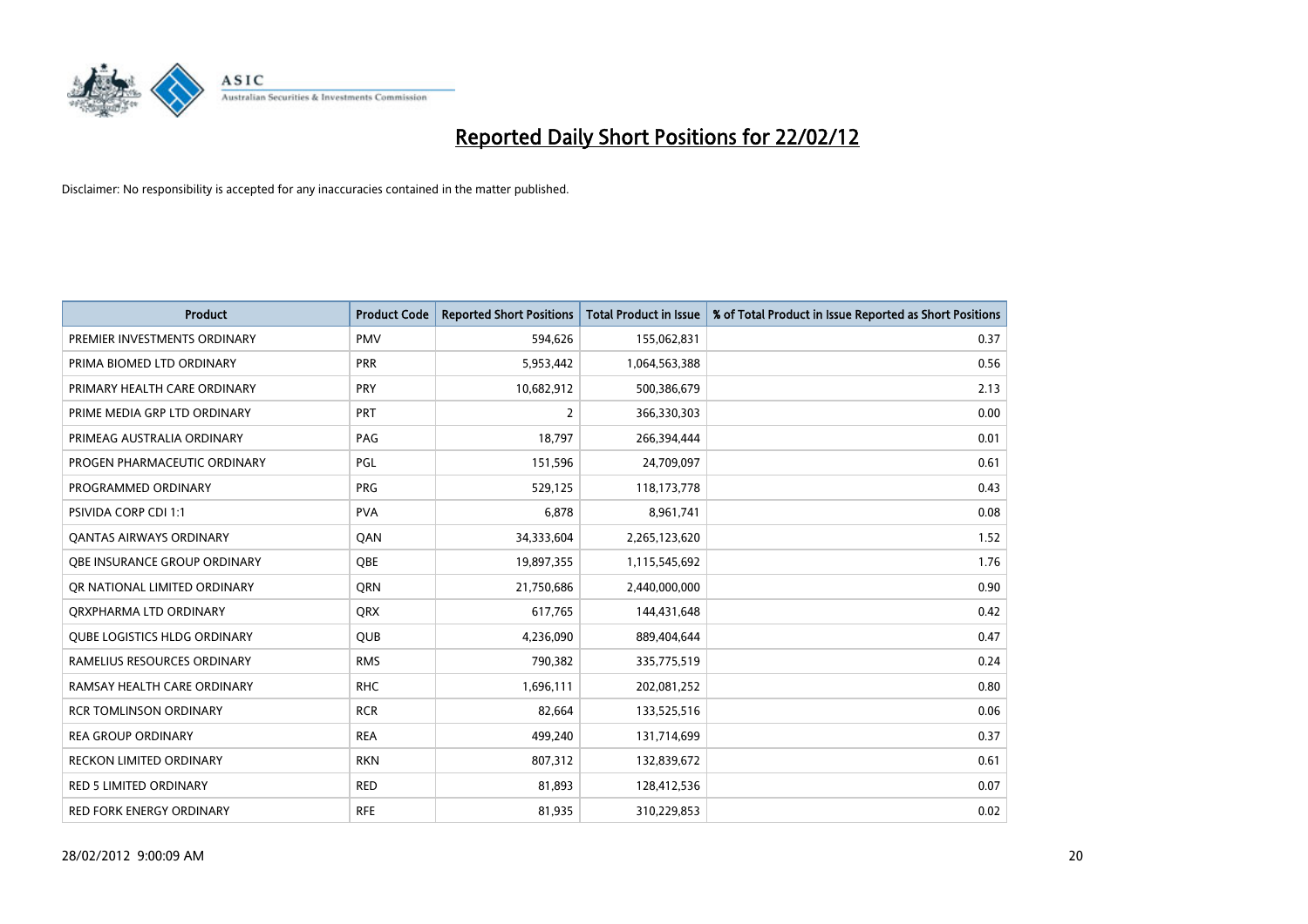# Reported Daily Short Positions for 22/02/12

Disclaimer: No responsibility is accepted for any inaccuracies contained in the matter published.

| Product | Product Code | Reported Short Positions | Total Product in Issue | % of Total Product in Issue Reported as Short Positions |
|---|---|---|---|---|
| PREMIER INVESTMENTS ORDINARY | PMV | 594,626 | 155,062,831 | 0.37 |
| PRIMA BIOMED LTD ORDINARY | PRR | 5,953,442 | 1,064,563,388 | 0.56 |
| PRIMARY HEALTH CARE ORDINARY | PRY | 10,682,912 | 500,386,679 | 2.13 |
| PRIME MEDIA GRP LTD ORDINARY | PRT | 2 | 366,330,303 | 0.00 |
| PRIMEAG AUSTRALIA ORDINARY | PAG | 18,797 | 266,394,444 | 0.01 |
| PROGEN PHARMACEUTIC ORDINARY | PGL | 151,596 | 24,709,097 | 0.61 |
| PROGRAMMED ORDINARY | PRG | 529,125 | 118,173,778 | 0.43 |
| PSIVIDA CORP CDI 1:1 | PVA | 6,878 | 8,961,741 | 0.08 |
| QANTAS AIRWAYS ORDINARY | QAN | 34,333,604 | 2,265,123,620 | 1.52 |
| QBE INSURANCE GROUP ORDINARY | QBE | 19,897,355 | 1,115,545,692 | 1.76 |
| QR NATIONAL LIMITED ORDINARY | QRN | 21,750,686 | 2,440,000,000 | 0.90 |
| QRXPHARMA LTD ORDINARY | QRX | 617,765 | 144,431,648 | 0.42 |
| QUBE LOGISTICS HLDG ORDINARY | QUB | 4,236,090 | 889,404,644 | 0.47 |
| RAMELIUS RESOURCES ORDINARY | RMS | 790,382 | 335,775,519 | 0.24 |
| RAMSAY HEALTH CARE ORDINARY | RHC | 1,696,111 | 202,081,252 | 0.80 |
| RCR TOMLINSON ORDINARY | RCR | 82,664 | 133,525,516 | 0.06 |
| REA GROUP ORDINARY | REA | 499,240 | 131,714,699 | 0.37 |
| RECKON LIMITED ORDINARY | RKN | 807,312 | 132,839,672 | 0.61 |
| RED 5 LIMITED ORDINARY | RED | 81,893 | 128,412,536 | 0.07 |
| RED FORK ENERGY ORDINARY | RFE | 81,935 | 310,229,853 | 0.02 |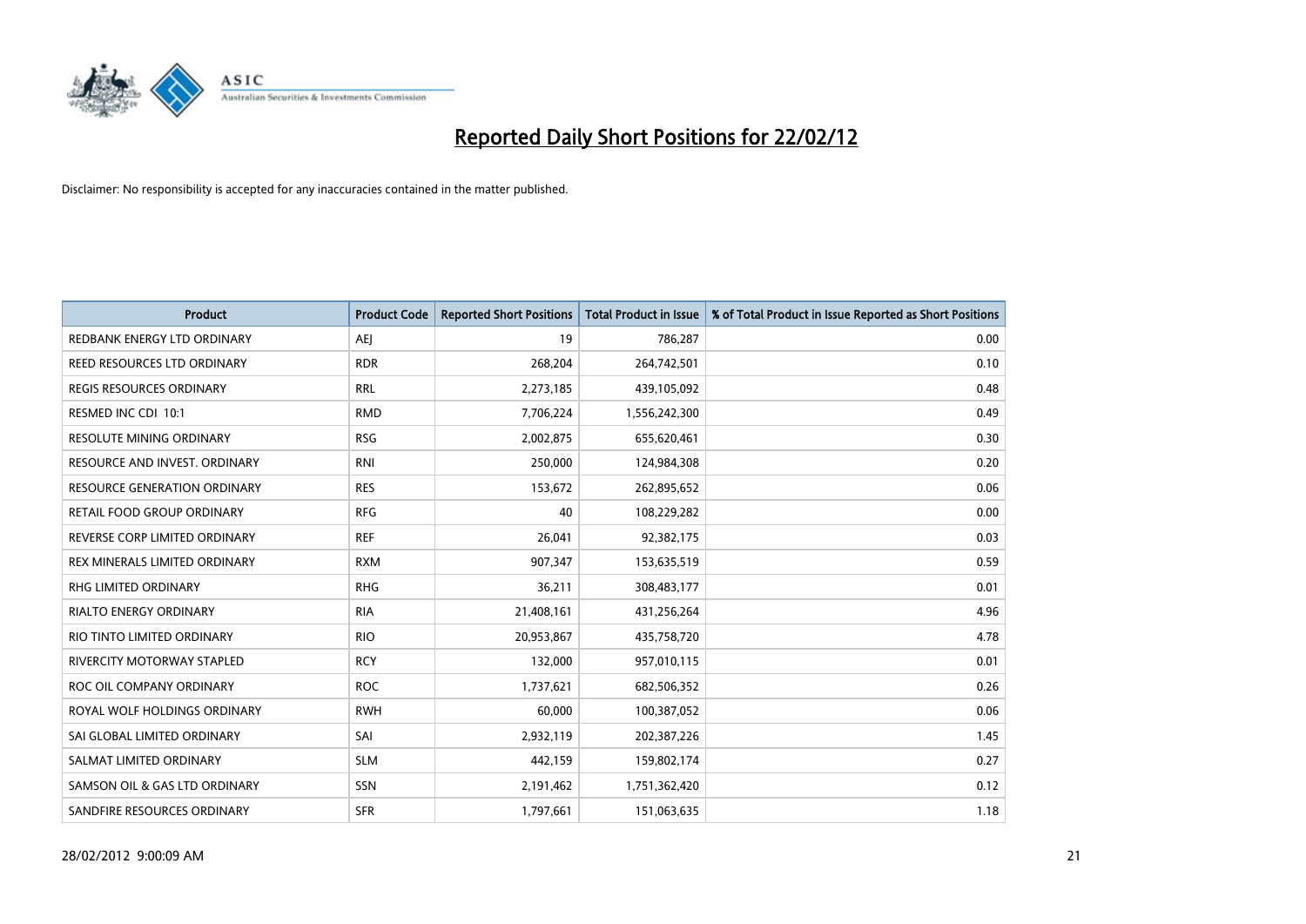# Reported Daily Short Positions for 22/02/12

Disclaimer: No responsibility is accepted for any inaccuracies contained in the matter published.

| Product | Product Code | Reported Short Positions | Total Product in Issue | % of Total Product in Issue Reported as Short Positions |
|---|---|---|---|---|
| REDBANK ENERGY LTD ORDINARY | AEJ | 19 | 786,287 | 0.00 |
| REED RESOURCES LTD ORDINARY | RDR | 268,204 | 264,742,501 | 0.10 |
| REGIS RESOURCES ORDINARY | RRL | 2,273,185 | 439,105,092 | 0.48 |
| RESMED INC CDI 10:1 | RMD | 7,706,224 | 1,556,242,300 | 0.49 |
| RESOLUTE MINING ORDINARY | RSG | 2,002,875 | 655,620,461 | 0.30 |
| RESOURCE AND INVEST. ORDINARY | RNI | 250,000 | 124,984,308 | 0.20 |
| RESOURCE GENERATION ORDINARY | RES | 153,672 | 262,895,652 | 0.06 |
| RETAIL FOOD GROUP ORDINARY | RFG | 40 | 108,229,282 | 0.00 |
| REVERSE CORP LIMITED ORDINARY | REF | 26,041 | 92,382,175 | 0.03 |
| REX MINERALS LIMITED ORDINARY | RXM | 907,347 | 153,635,519 | 0.59 |
| RHG LIMITED ORDINARY | RHG | 36,211 | 308,483,177 | 0.01 |
| RIALTO ENERGY ORDINARY | RIA | 21,408,161 | 431,256,264 | 4.96 |
| RIO TINTO LIMITED ORDINARY | RIO | 20,953,867 | 435,758,720 | 4.78 |
| RIVERCITY MOTORWAY STAPLED | RCY | 132,000 | 957,010,115 | 0.01 |
| ROC OIL COMPANY ORDINARY | ROC | 1,737,621 | 682,506,352 | 0.26 |
| ROYAL WOLF HOLDINGS ORDINARY | RWH | 60,000 | 100,387,052 | 0.06 |
| SAI GLOBAL LIMITED ORDINARY | SAI | 2,932,119 | 202,387,226 | 1.45 |
| SALMAT LIMITED ORDINARY | SLM | 442,159 | 159,802,174 | 0.27 |
| SAMSON OIL & GAS LTD ORDINARY | SSN | 2,191,462 | 1,751,362,420 | 0.12 |
| SANDFIRE RESOURCES ORDINARY | SFR | 1,797,661 | 151,063,635 | 1.18 |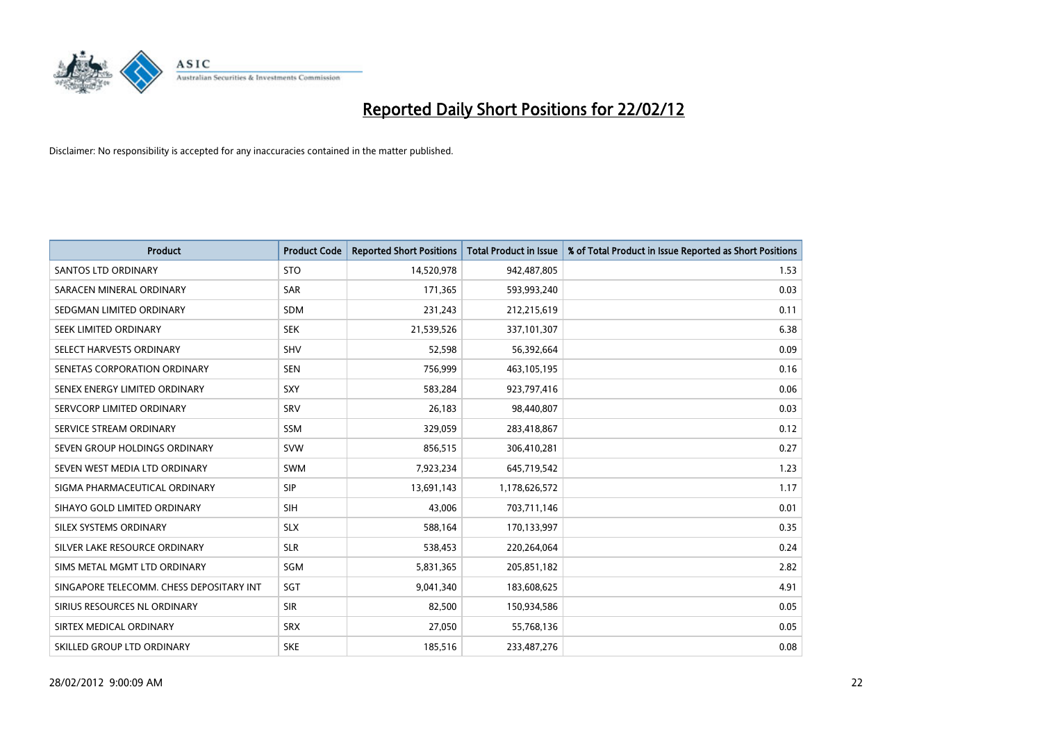# Reported Daily Short Positions for 22/02/12

Disclaimer: No responsibility is accepted for any inaccuracies contained in the matter published.

| Product | Product Code | Reported Short Positions | Total Product in Issue | % of Total Product in Issue Reported as Short Positions |
|---|---|---|---|---|
| SANTOS LTD ORDINARY | STO | 14,520,978 | 942,487,805 | 1.53 |
| SARACEN MINERAL ORDINARY | SAR | 171,365 | 593,993,240 | 0.03 |
| SEDGMAN LIMITED ORDINARY | SDM | 231,243 | 212,215,619 | 0.11 |
| SEEK LIMITED ORDINARY | SEK | 21,539,526 | 337,101,307 | 6.38 |
| SELECT HARVESTS ORDINARY | SHV | 52,598 | 56,392,664 | 0.09 |
| SENETAS CORPORATION ORDINARY | SEN | 756,999 | 463,105,195 | 0.16 |
| SENEX ENERGY LIMITED ORDINARY | SXY | 583,284 | 923,797,416 | 0.06 |
| SERVCORP LIMITED ORDINARY | SRV | 26,183 | 98,440,807 | 0.03 |
| SERVICE STREAM ORDINARY | SSM | 329,059 | 283,418,867 | 0.12 |
| SEVEN GROUP HOLDINGS ORDINARY | SVW | 856,515 | 306,410,281 | 0.27 |
| SEVEN WEST MEDIA LTD ORDINARY | SWM | 7,923,234 | 645,719,542 | 1.23 |
| SIGMA PHARMACEUTICAL ORDINARY | SIP | 13,691,143 | 1,178,626,572 | 1.17 |
| SIHAYO GOLD LIMITED ORDINARY | SIH | 43,006 | 703,711,146 | 0.01 |
| SILEX SYSTEMS ORDINARY | SLX | 588,164 | 170,133,997 | 0.35 |
| SILVER LAKE RESOURCE ORDINARY | SLR | 538,453 | 220,264,064 | 0.24 |
| SIMS METAL MGMT LTD ORDINARY | SGM | 5,831,365 | 205,851,182 | 2.82 |
| SINGAPORE TELECOMM. CHESS DEPOSITARY INT | SGT | 9,041,340 | 183,608,625 | 4.91 |
| SIRIUS RESOURCES NL ORDINARY | SIR | 82,500 | 150,934,586 | 0.05 |
| SIRTEX MEDICAL ORDINARY | SRX | 27,050 | 55,768,136 | 0.05 |
| SKILLED GROUP LTD ORDINARY | SKE | 185,516 | 233,487,276 | 0.08 |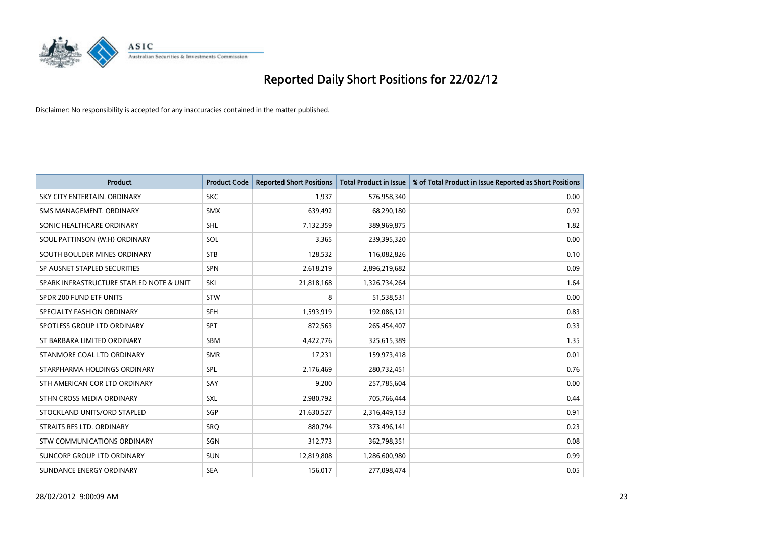# Reported Daily Short Positions for 22/02/12

Disclaimer: No responsibility is accepted for any inaccuracies contained in the matter published.

| Product | Product Code | Reported Short Positions | Total Product in Issue | % of Total Product in Issue Reported as Short Positions |
|---|---|---|---|---|
| SKY CITY ENTERTAIN. ORDINARY | SKC | 1,937 | 576,958,340 | 0.00 |
| SMS MANAGEMENT. ORDINARY | SMX | 639,492 | 68,290,180 | 0.92 |
| SONIC HEALTHCARE ORDINARY | SHL | 7,132,359 | 389,969,875 | 1.82 |
| SOUL PATTINSON (W.H) ORDINARY | SOL | 3,365 | 239,395,320 | 0.00 |
| SOUTH BOULDER MINES ORDINARY | STB | 128,532 | 116,082,826 | 0.10 |
| SP AUSNET STAPLED SECURITIES | SPN | 2,618,219 | 2,896,219,682 | 0.09 |
| SPARK INFRASTRUCTURE STAPLED NOTE & UNIT | SKI | 21,818,168 | 1,326,734,264 | 1.64 |
| SPDR 200 FUND ETF UNITS | STW | 8 | 51,538,531 | 0.00 |
| SPECIALTY FASHION ORDINARY | SFH | 1,593,919 | 192,086,121 | 0.83 |
| SPOTLESS GROUP LTD ORDINARY | SPT | 872,563 | 265,454,407 | 0.33 |
| ST BARBARA LIMITED ORDINARY | SBM | 4,422,776 | 325,615,389 | 1.35 |
| STANMORE COAL LTD ORDINARY | SMR | 17,231 | 159,973,418 | 0.01 |
| STARPHARMA HOLDINGS ORDINARY | SPL | 2,176,469 | 280,732,451 | 0.76 |
| STH AMERICAN COR LTD ORDINARY | SAY | 9,200 | 257,785,604 | 0.00 |
| STHN CROSS MEDIA ORDINARY | SXL | 2,980,792 | 705,766,444 | 0.44 |
| STOCKLAND UNITS/ORD STAPLED | SGP | 21,630,527 | 2,316,449,153 | 0.91 |
| STRAITS RES LTD. ORDINARY | SRQ | 880,794 | 373,496,141 | 0.23 |
| STW COMMUNICATIONS ORDINARY | SGN | 312,773 | 362,798,351 | 0.08 |
| SUNCORP GROUP LTD ORDINARY | SUN | 12,819,808 | 1,286,600,980 | 0.99 |
| SUNDANCE ENERGY ORDINARY | SEA | 156,017 | 277,098,474 | 0.05 |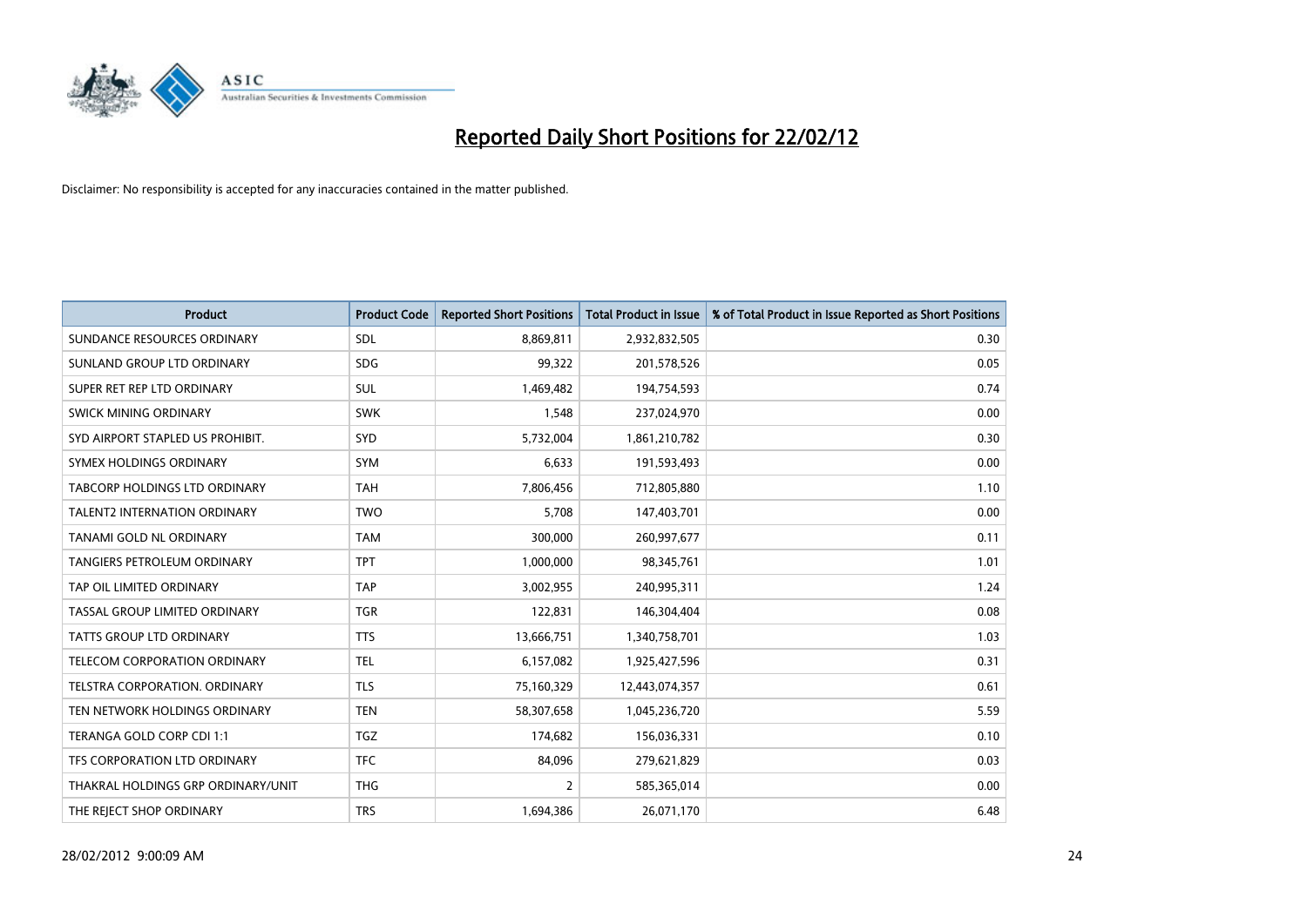# Reported Daily Short Positions for 22/02/12

Disclaimer: No responsibility is accepted for any inaccuracies contained in the matter published.

| Product | Product Code | Reported Short Positions | Total Product in Issue | % of Total Product in Issue Reported as Short Positions |
|---|---|---|---|---|
| SUNDANCE RESOURCES ORDINARY | SDL | 8,869,811 | 2,932,832,505 | 0.30 |
| SUNLAND GROUP LTD ORDINARY | SDG | 99,322 | 201,578,526 | 0.05 |
| SUPER RET REP LTD ORDINARY | SUL | 1,469,482 | 194,754,593 | 0.74 |
| SWICK MINING ORDINARY | SWK | 1,548 | 237,024,970 | 0.00 |
| SYD AIRPORT STAPLED US PROHIBIT. | SYD | 5,732,004 | 1,861,210,782 | 0.30 |
| SYMEX HOLDINGS ORDINARY | SYM | 6,633 | 191,593,493 | 0.00 |
| TABCORP HOLDINGS LTD ORDINARY | TAH | 7,806,456 | 712,805,880 | 1.10 |
| TALENT2 INTERNATION ORDINARY | TWO | 5,708 | 147,403,701 | 0.00 |
| TANAMI GOLD NL ORDINARY | TAM | 300,000 | 260,997,677 | 0.11 |
| TANGIERS PETROLEUM ORDINARY | TPT | 1,000,000 | 98,345,761 | 1.01 |
| TAP OIL LIMITED ORDINARY | TAP | 3,002,955 | 240,995,311 | 1.24 |
| TASSAL GROUP LIMITED ORDINARY | TGR | 122,831 | 146,304,404 | 0.08 |
| TATTS GROUP LTD ORDINARY | TTS | 13,666,751 | 1,340,758,701 | 1.03 |
| TELECOM CORPORATION ORDINARY | TEL | 6,157,082 | 1,925,427,596 | 0.31 |
| TELSTRA CORPORATION. ORDINARY | TLS | 75,160,329 | 12,443,074,357 | 0.61 |
| TEN NETWORK HOLDINGS ORDINARY | TEN | 58,307,658 | 1,045,236,720 | 5.59 |
| TERANGA GOLD CORP CDI 1:1 | TGZ | 174,682 | 156,036,331 | 0.10 |
| TFS CORPORATION LTD ORDINARY | TFC | 84,096 | 279,621,829 | 0.03 |
| THAKRAL HOLDINGS GRP ORDINARY/UNIT | THG | 2 | 585,365,014 | 0.00 |
| THE REJECT SHOP ORDINARY | TRS | 1,694,386 | 26,071,170 | 6.48 |

28/02/2012 9:00:09 AM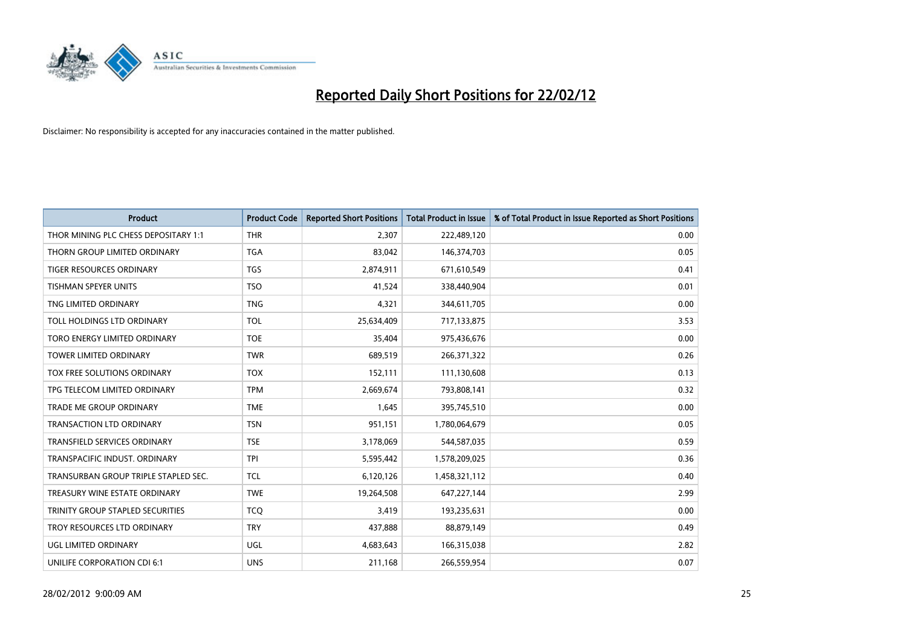# Reported Daily Short Positions for 22/02/12

Disclaimer: No responsibility is accepted for any inaccuracies contained in the matter published.

| Product | Product Code | Reported Short Positions | Total Product in Issue | % of Total Product in Issue Reported as Short Positions |
|---|---|---|---|---|
| THOR MINING PLC CHESS DEPOSITARY 1:1 | THR | 2,307 | 222,489,120 | 0.00 |
| THORN GROUP LIMITED ORDINARY | TGA | 83,042 | 146,374,703 | 0.05 |
| TIGER RESOURCES ORDINARY | TGS | 2,874,911 | 671,610,549 | 0.41 |
| TISHMAN SPEYER UNITS | TSO | 41,524 | 338,440,904 | 0.01 |
| TNG LIMITED ORDINARY | TNG | 4,321 | 344,611,705 | 0.00 |
| TOLL HOLDINGS LTD ORDINARY | TOL | 25,634,409 | 717,133,875 | 3.53 |
| TORO ENERGY LIMITED ORDINARY | TOE | 35,404 | 975,436,676 | 0.00 |
| TOWER LIMITED ORDINARY | TWR | 689,519 | 266,371,322 | 0.26 |
| TOX FREE SOLUTIONS ORDINARY | TOX | 152,111 | 111,130,608 | 0.13 |
| TPG TELECOM LIMITED ORDINARY | TPM | 2,669,674 | 793,808,141 | 0.32 |
| TRADE ME GROUP ORDINARY | TME | 1,645 | 395,745,510 | 0.00 |
| TRANSACTION LTD ORDINARY | TSN | 951,151 | 1,780,064,679 | 0.05 |
| TRANSFIELD SERVICES ORDINARY | TSE | 3,178,069 | 544,587,035 | 0.59 |
| TRANSPACIFIC INDUST. ORDINARY | TPI | 5,595,442 | 1,578,209,025 | 0.36 |
| TRANSURBAN GROUP TRIPLE STAPLED SEC. | TCL | 6,120,126 | 1,458,321,112 | 0.40 |
| TREASURY WINE ESTATE ORDINARY | TWE | 19,264,508 | 647,227,144 | 2.99 |
| TRINITY GROUP STAPLED SECURITIES | TCQ | 3,419 | 193,235,631 | 0.00 |
| TROY RESOURCES LTD ORDINARY | TRY | 437,888 | 88,879,149 | 0.49 |
| UGL LIMITED ORDINARY | UGL | 4,683,643 | 166,315,038 | 2.82 |
| UNILIFE CORPORATION CDI 6:1 | UNS | 211,168 | 266,559,954 | 0.07 |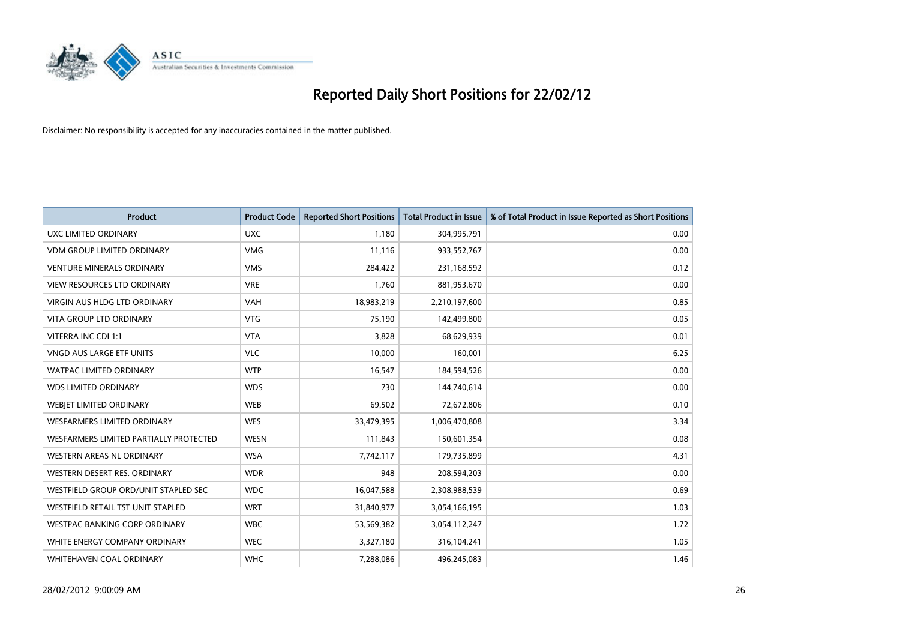# Reported Daily Short Positions for 22/02/12

Disclaimer: No responsibility is accepted for any inaccuracies contained in the matter published.

| Product | Product Code | Reported Short Positions | Total Product in Issue | % of Total Product in Issue Reported as Short Positions |
|---|---|---|---|---|
| UXC LIMITED ORDINARY | UXC | 1,180 | 304,995,791 | 0.00 |
| VDM GROUP LIMITED ORDINARY | VMG | 11,116 | 933,552,767 | 0.00 |
| VENTURE MINERALS ORDINARY | VMS | 284,422 | 231,168,592 | 0.12 |
| VIEW RESOURCES LTD ORDINARY | VRE | 1,760 | 881,953,670 | 0.00 |
| VIRGIN AUS HLDG LTD ORDINARY | VAH | 18,983,219 | 2,210,197,600 | 0.85 |
| VITA GROUP LTD ORDINARY | VTG | 75,190 | 142,499,800 | 0.05 |
| VITERRA INC CDI 1:1 | VTA | 3,828 | 68,629,939 | 0.01 |
| VNGD AUS LARGE ETF UNITS | VLC | 10,000 | 160,001 | 6.25 |
| WATPAC LIMITED ORDINARY | WTP | 16,547 | 184,594,526 | 0.00 |
| WDS LIMITED ORDINARY | WDS | 730 | 144,740,614 | 0.00 |
| WEBJET LIMITED ORDINARY | WEB | 69,502 | 72,672,806 | 0.10 |
| WESFARMERS LIMITED ORDINARY | WES | 33,479,395 | 1,006,470,808 | 3.34 |
| WESFARMERS LIMITED PARTIALLY PROTECTED | WESN | 111,843 | 150,601,354 | 0.08 |
| WESTERN AREAS NL ORDINARY | WSA | 7,742,117 | 179,735,899 | 4.31 |
| WESTERN DESERT RES. ORDINARY | WDR | 948 | 208,594,203 | 0.00 |
| WESTFIELD GROUP ORD/UNIT STAPLED SEC | WDC | 16,047,588 | 2,308,988,539 | 0.69 |
| WESTFIELD RETAIL TST UNIT STAPLED | WRT | 31,840,977 | 3,054,166,195 | 1.03 |
| WESTPAC BANKING CORP ORDINARY | WBC | 53,569,382 | 3,054,112,247 | 1.72 |
| WHITE ENERGY COMPANY ORDINARY | WEC | 3,327,180 | 316,104,241 | 1.05 |
| WHITEHAVEN COAL ORDINARY | WHC | 7,288,086 | 496,245,083 | 1.46 |

28/02/2012 9:00:09 AM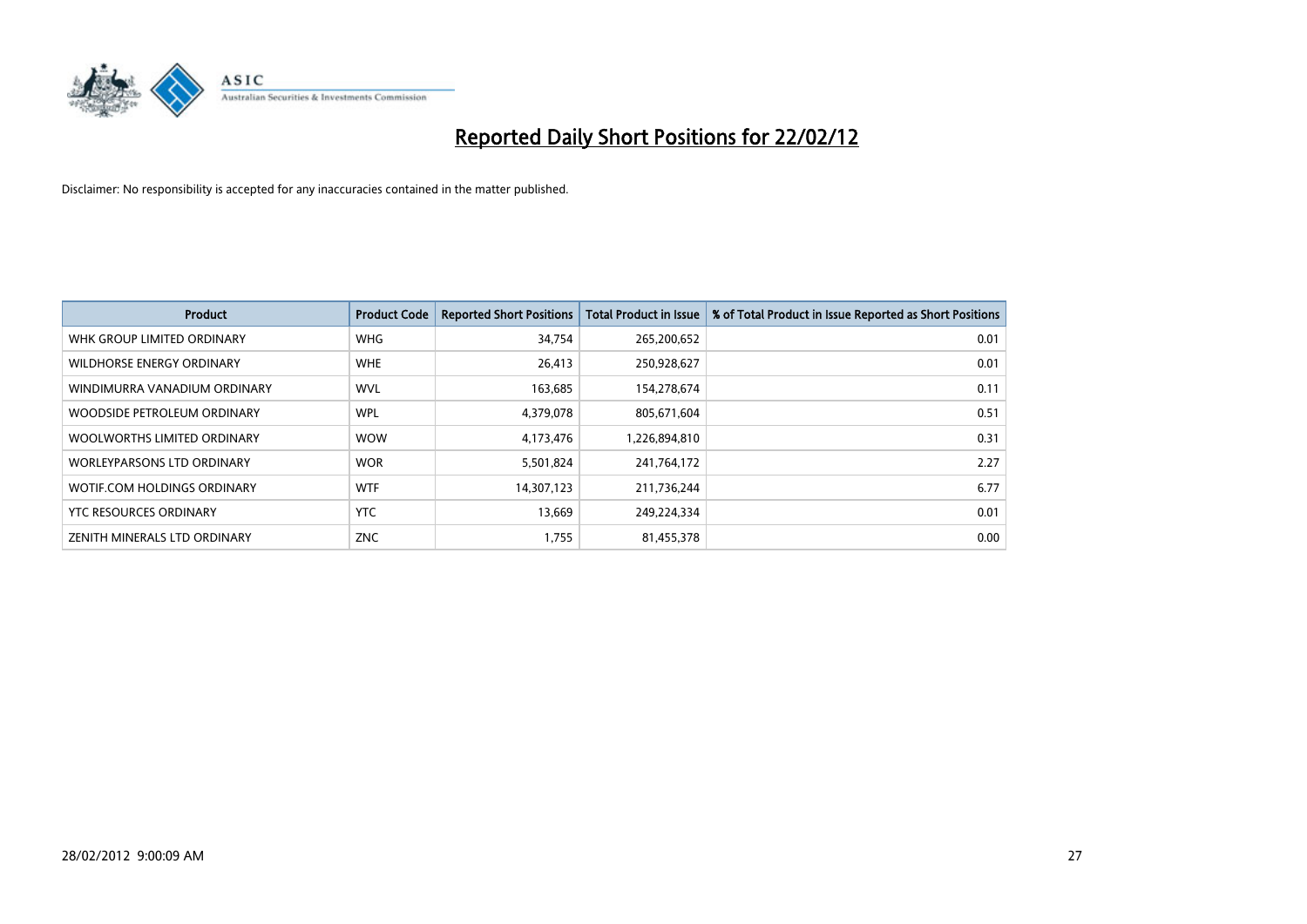# Reported Daily Short Positions for 22/02/12

Disclaimer: No responsibility is accepted for any inaccuracies contained in the matter published.

| Product | Product Code | Reported Short Positions | Total Product in Issue | % of Total Product in Issue Reported as Short Positions |
|---|---|---|---|---|
| WHK GROUP LIMITED ORDINARY | WHG | 34,754 | 265,200,652 | 0.01 |
| WILDHORSE ENERGY ORDINARY | WHE | 26,413 | 250,928,627 | 0.01 |
| WINDIMURRA VANADIUM ORDINARY | WVL | 163,685 | 154,278,674 | 0.11 |
| WOODSIDE PETROLEUM ORDINARY | WPL | 4,379,078 | 805,671,604 | 0.51 |
| WOOLWORTHS LIMITED ORDINARY | WOW | 4,173,476 | 1,226,894,810 | 0.31 |
| WORLEYPARSONS LTD ORDINARY | WOR | 5,501,824 | 241,764,172 | 2.27 |
| WOTIF.COM HOLDINGS ORDINARY | WTF | 14,307,123 | 211,736,244 | 6.77 |
| YTC RESOURCES ORDINARY | YTC | 13,669 | 249,224,334 | 0.01 |
| ZENITH MINERALS LTD ORDINARY | ZNC | 1,755 | 81,455,378 | 0.00 |